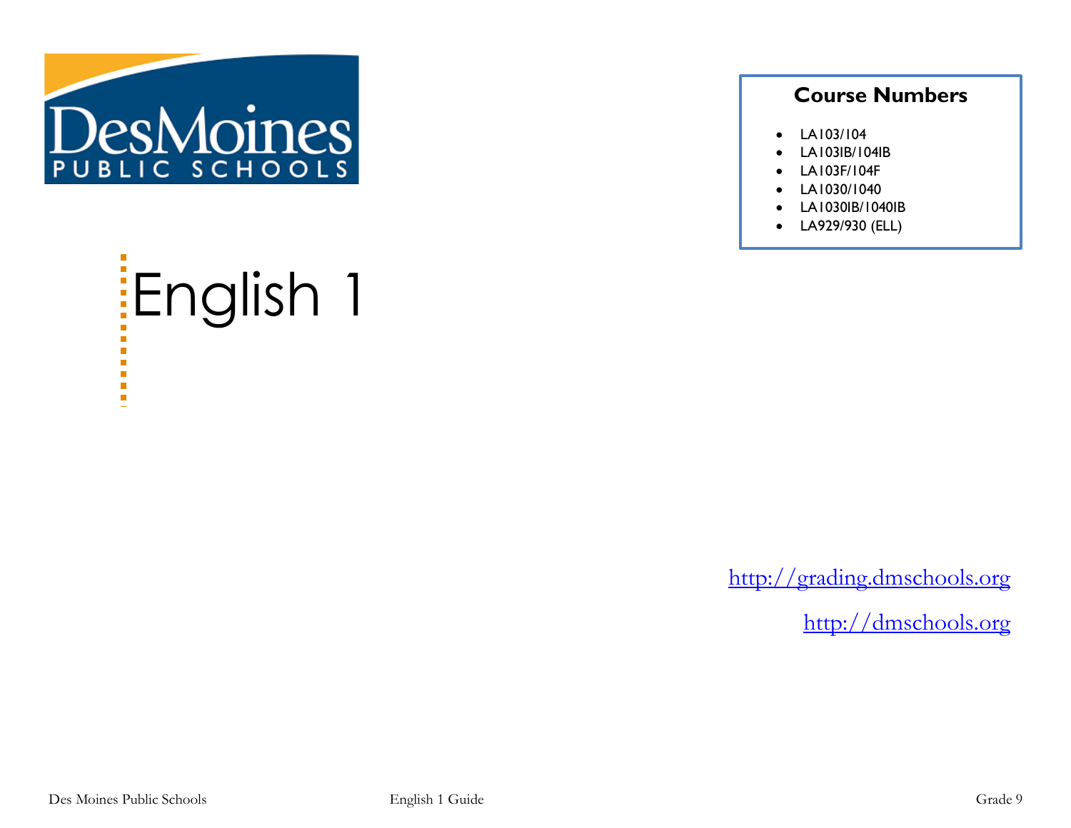Des Moines PUBLIC SCHOOLS

# English 1

## Course Numbers

- LA103/104
- LA103IB/104IB
- LA103F/104F
- LA1030/1040
- LA1030IB/1040IB
- LA929/930 (ELL)

http://grading.dmschools.org

http://dmschools.org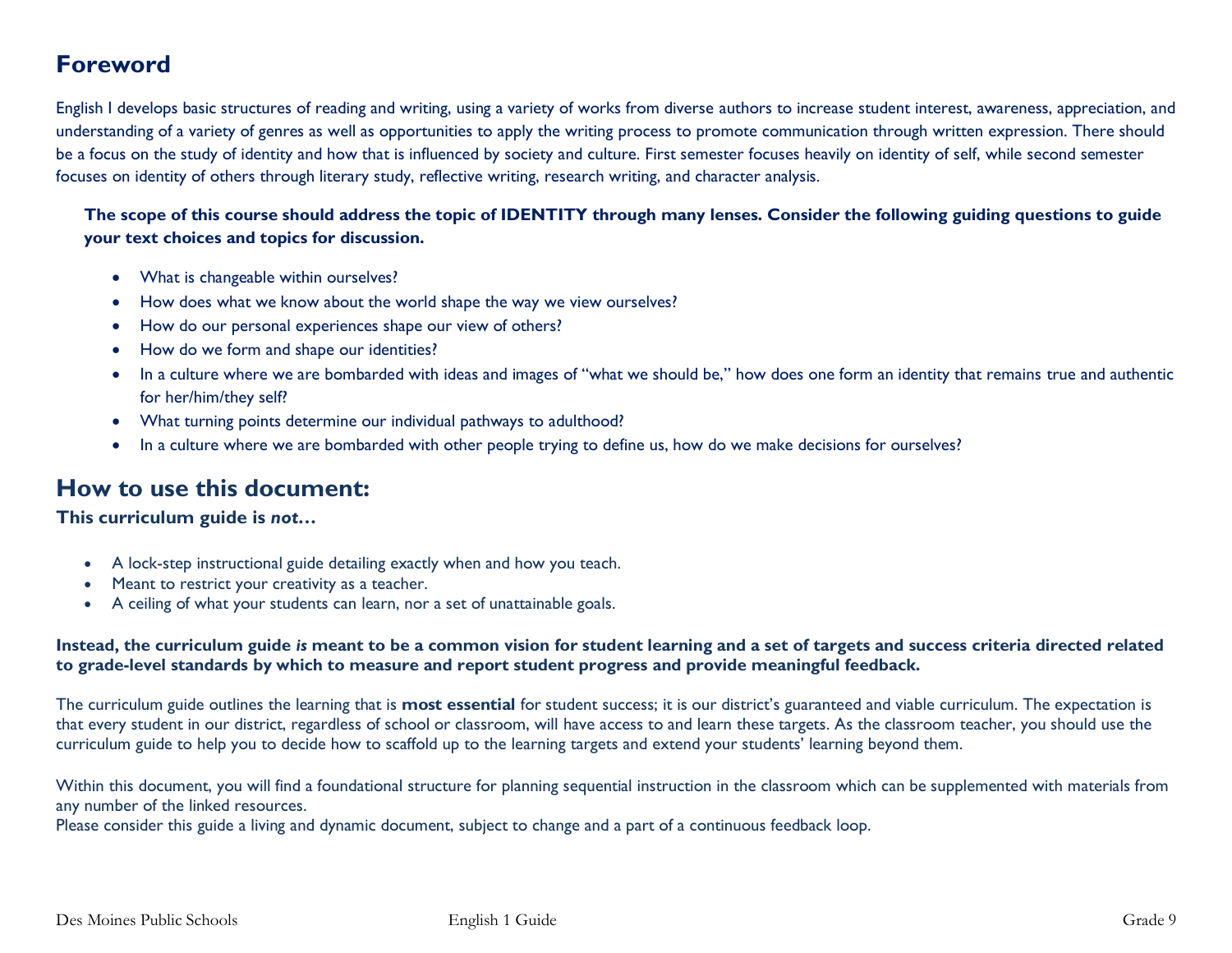## Foreword

English I develops basic structures of reading and writing, using a variety of works from diverse authors to increase student interest, awareness, appreciation, and understanding of a variety of genres as well as opportunities to apply the writing process to promote communication through written expression. There should be a focus on the study of identity and how that is influenced by society and culture. First semester focuses heavily on identity of self, while second semester focuses on identity of others through literary study, reflective writing, research writing, and character analysis.

**The scope of this course should address the topic of IDENTITY through many lenses. Consider the following guiding questions to guide your text choices and topics for discussion.**

- What is changeable within ourselves?
- How does what we know about the world shape the way we view ourselves?
- How do our personal experiences shape our view of others?
- How do we form and shape our identities?
- In a culture where we are bombarded with ideas and images of "what we should be," how does one form an identity that remains true and authentic for her/him/they self?
- What turning points determine our individual pathways to adulthood?
- In a culture where we are bombarded with other people trying to define us, how do we make decisions for ourselves?

## How to use this document:

**This curriculum guide is *not*…**

- A lock-step instructional guide detailing exactly when and how you teach.
- Meant to restrict your creativity as a teacher.
- A ceiling of what your students can learn, nor a set of unattainable goals.

**Instead, the curriculum guide *is* meant to be a common vision for student learning and a set of targets and success criteria directed related to grade-level standards by which to measure and report student progress and provide meaningful feedback.**

The curriculum guide outlines the learning that is **most essential** for student success; it is our district's guaranteed and viable curriculum. The expectation is that every student in our district, regardless of school or classroom, will have access to and learn these targets. As the classroom teacher, you should use the curriculum guide to help you to decide how to scaffold up to the learning targets and extend your students' learning beyond them.

Within this document, you will find a foundational structure for planning sequential instruction in the classroom which can be supplemented with materials from any number of the linked resources.
Please consider this guide a living and dynamic document, subject to change and a part of a continuous feedback loop.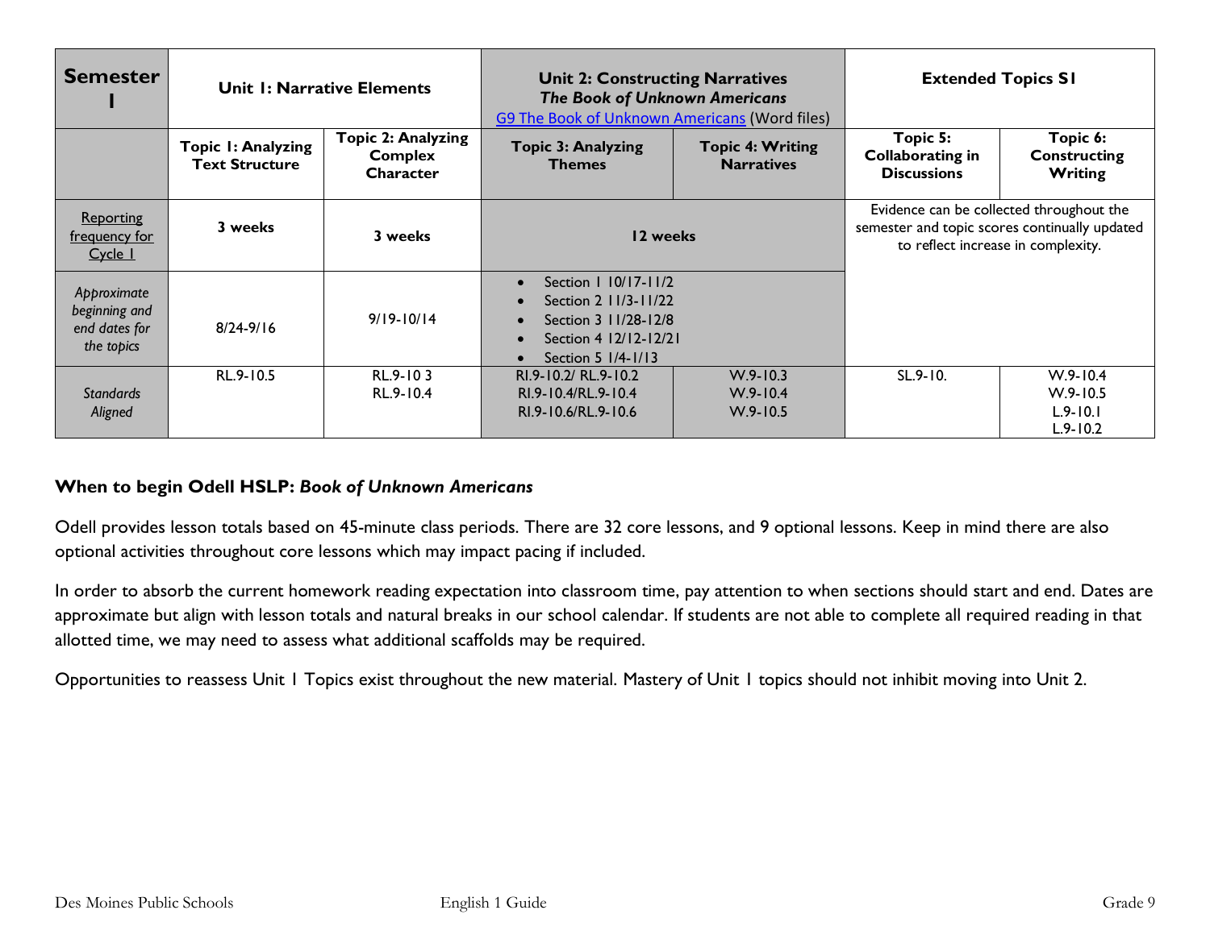| Semester I | Unit 1: Narrative Elements | | Unit 2: Constructing Narratives *The Book of Unknown Americans* G9 The Book of Unknown Americans (Word files) | | Extended Topics S1 | |
|---|---|---|---|---|---|---|
| | Topic 1: Analyzing Text Structure | Topic 2: Analyzing Complex Character | Topic 3: Analyzing Themes | Topic 4: Writing Narratives | Topic 5: Collaborating in Discussions | Topic 6: Constructing Writing |
| Reporting frequency for Cycle 1 | 3 weeks | 3 weeks | 12 weeks | | Evidence can be collected throughout the semester and topic scores continually updated to reflect increase in complexity. | |
| *Approximate beginning and end dates for the topics* | 8/24-9/16 | 9/19-10/14 | • Section 1 10/17-11/2<br>• Section 2 11/3-11/22<br>• Section 3 11/28-12/8<br>• Section 4 12/12-12/21<br>• Section 5 1/4-1/13 | | | |
| *Standards Aligned* | RL.9-10.5 | RL.9-10 3<br>RL.9-10.4 | RI.9-10.2/ RL.9-10.2<br>RI.9-10.4/RL.9-10.4<br>RI.9-10.6/RL.9-10.6 | W.9-10.3<br>W.9-10.4<br>W.9-10.5 | SL.9-10. | W.9-10.4<br>W.9-10.5<br>L.9-10.1<br>L.9-10.2 |

### When to begin Odell HSLP: *Book of Unknown Americans*

Odell provides lesson totals based on 45-minute class periods. There are 32 core lessons, and 9 optional lessons. Keep in mind there are also optional activities throughout core lessons which may impact pacing if included.

In order to absorb the current homework reading expectation into classroom time, pay attention to when sections should start and end. Dates are approximate but align with lesson totals and natural breaks in our school calendar. If students are not able to complete all required reading in that allotted time, we may need to assess what additional scaffolds may be required.

Opportunities to reassess Unit 1 Topics exist throughout the new material. Mastery of Unit 1 topics should not inhibit moving into Unit 2.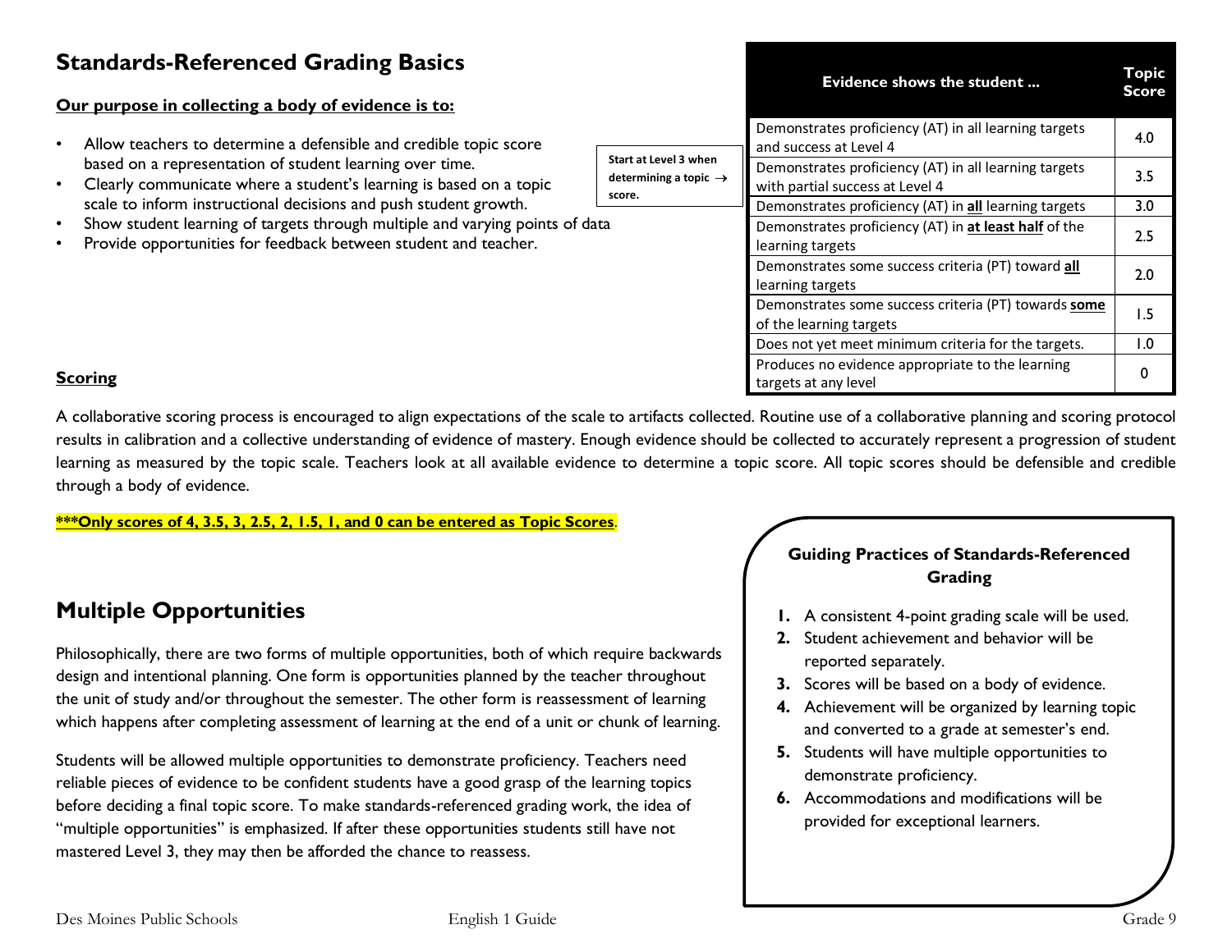## Standards-Referenced Grading Basics

**Our purpose in collecting a body of evidence is to:**

- Allow teachers to determine a defensible and credible topic score based on a representation of student learning over time.
- Clearly communicate where a student's learning is based on a topic scale to inform instructional decisions and push student growth.
- Show student learning of targets through multiple and varying points of data
- Provide opportunities for feedback between student and teacher.

**Start at Level 3 when determining a topic → score.**

| Evidence shows the student ... | Topic Score |
|---|---|
| Demonstrates proficiency (AT) in all learning targets and success at Level 4 | 4.0 |
| Demonstrates proficiency (AT) in all learning targets with partial success at Level 4 | 3.5 |
| Demonstrates proficiency (AT) in **all** learning targets | 3.0 |
| Demonstrates proficiency (AT) in **at least half** of the learning targets | 2.5 |
| Demonstrates some success criteria (PT) toward **all** learning targets | 2.0 |
| Demonstrates some success criteria (PT) towards **some** of the learning targets | 1.5 |
| Does not yet meet minimum criteria for the targets. | 1.0 |
| Produces no evidence appropriate to the learning targets at any level | 0 |

**Scoring**

A collaborative scoring process is encouraged to align expectations of the scale to artifacts collected. Routine use of a collaborative planning and scoring protocol results in calibration and a collective understanding of evidence of mastery. Enough evidence should be collected to accurately represent a progression of student learning as measured by the topic scale. Teachers look at all available evidence to determine a topic score. All topic scores should be defensible and credible through a body of evidence.

**\*\*\*Only scores of 4, 3.5, 3, 2.5, 2, 1.5, 1, and 0 can be entered as Topic Scores**.

## Multiple Opportunities

Philosophically, there are two forms of multiple opportunities, both of which require backwards design and intentional planning. One form is opportunities planned by the teacher throughout the unit of study and/or throughout the semester. The other form is reassessment of learning which happens after completing assessment of learning at the end of a unit or chunk of learning.

Students will be allowed multiple opportunities to demonstrate proficiency. Teachers need reliable pieces of evidence to be confident students have a good grasp of the learning topics before deciding a final topic score. To make standards-referenced grading work, the idea of "multiple opportunities" is emphasized. If after these opportunities students still have not mastered Level 3, they may then be afforded the chance to reassess.

**Guiding Practices of Standards-Referenced Grading**

1. A consistent 4-point grading scale will be used.
2. Student achievement and behavior will be reported separately.
3. Scores will be based on a body of evidence.
4. Achievement will be organized by learning topic and converted to a grade at semester's end.
5. Students will have multiple opportunities to demonstrate proficiency.
6. Accommodations and modifications will be provided for exceptional learners.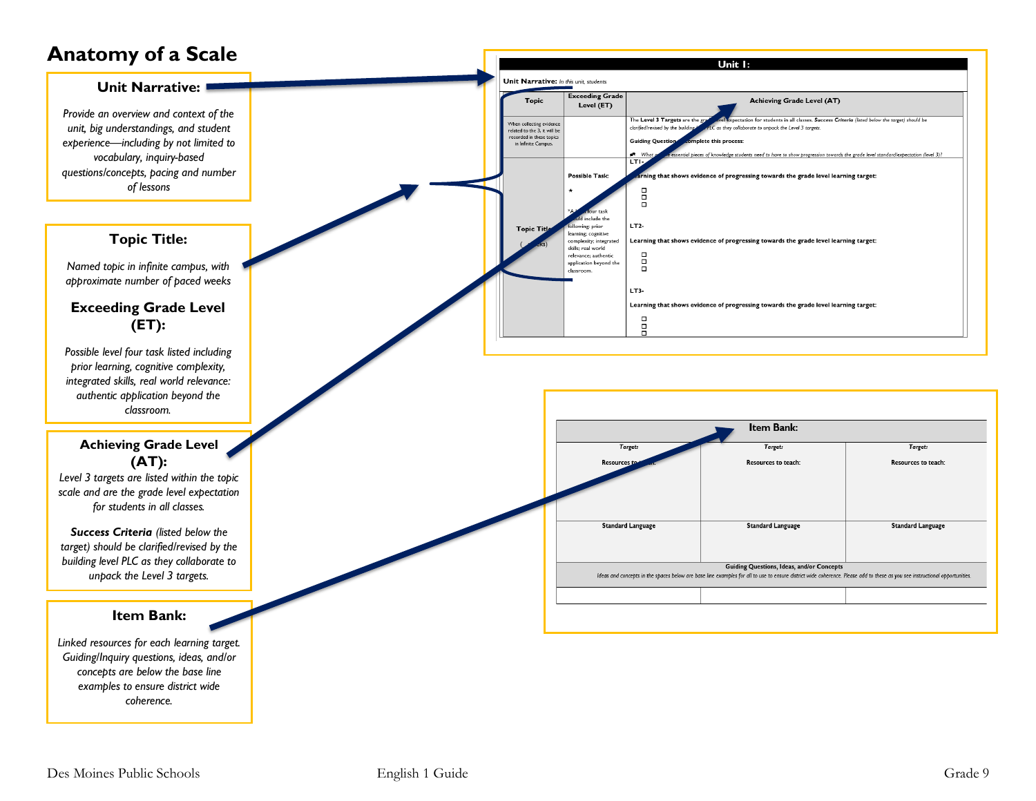# Anatomy of a Scale

### Unit Narrative:

*Provide an overview and context of the unit, big understandings, and student experience—including by not limited to vocabulary, inquiry-based questions/concepts, pacing and number of lessons*

### Topic Title:

*Named topic in infinite campus, with approximate number of paced weeks*

### Exceeding Grade Level (ET):

*Possible level four task listed including prior learning, cognitive complexity, integrated skills, real world relevance: authentic application beyond the classroom.*

### Achieving Grade Level (AT):

*Level 3 targets are listed within the topic scale and are the grade level expectation for students in all classes.*

***Success Criteria** (listed below the target) should be clarified/revised by the building level PLC as they collaborate to unpack the Level 3 targets.*

### Item Bank:

*Linked resources for each learning target. Guiding/Inquiry questions, ideas, and/or concepts are below the base line examples to ensure district wide coherence.*

---

**Unit 1:**

**Unit Narrative:** *In this unit, students*

| Topic | Exceeding Grade Level (ET) | Achieving Grade Level (AT) |
|---|---|---|
| When collecting evidence related to the 3, it will be recorded in these topics in Infinite Campus. | | The **Level 3 Targets** are the grade level expectation for students in all classes. ***Success Criteria*** *(listed below the target) should be clarified/revised by the building level PLC as they collaborate to unpack the Level 3 targets.* **Guiding Question to complete this process:** *What are the essential pieces of knowledge students need to have to show progression towards the grade level standard/expectation (level 3)?* |
| **Topic Title** ( weeks) | **Possible Task:** ★ *A level four task should include the following: prior learning; cognitive complexity; integrated skills; real world relevance; authentic application beyond the classroom. | **LT1-** **Learning that shows evidence of progressing towards the grade level learning target:** ☐ ☐ ☐ **LT2-** **Learning that shows evidence of progressing towards the grade level learning target:** ☐ ☐ ☐ **LT3-** **Learning that shows evidence of progressing towards the grade level learning target:** ☐ ☐ ☐ |

---

| Item Bank: | | |
|---|---|---|
| ***Target:*** **Resources to teach:** | ***Target:*** **Resources to teach:** | ***Target:*** **Resources to teach:** |
| **Standard Language** | **Standard Language** | **Standard Language** |
| **Guiding Questions, Ideas, and/or Concepts** *Ideas and concepts in the spaces below are base line examples for all to use to ensure district wide coherence. Please add to these as you see instructional opportunities.* | | |
| | | |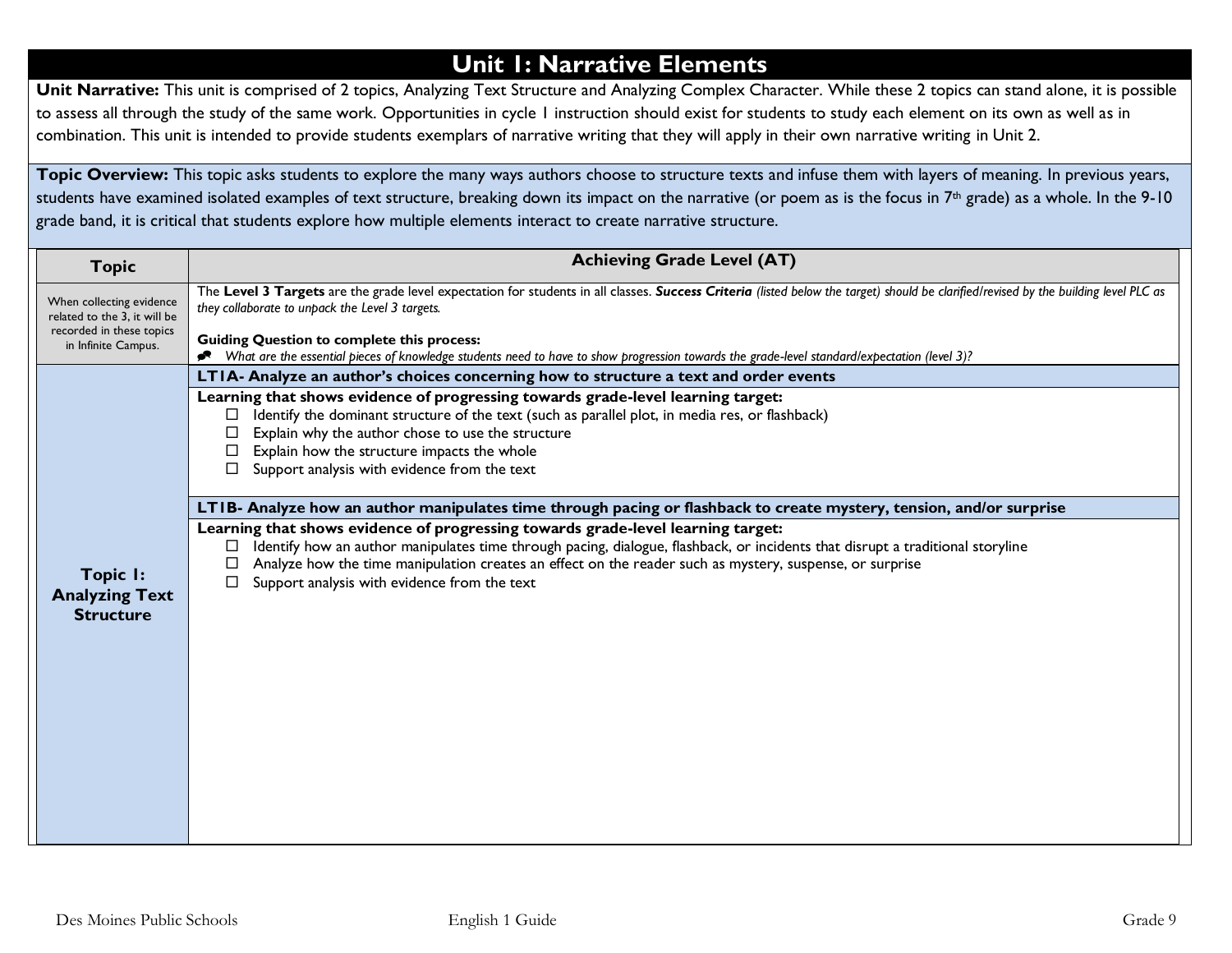# Unit 1: Narrative Elements

**Unit Narrative:** This unit is comprised of 2 topics, Analyzing Text Structure and Analyzing Complex Character. While these 2 topics can stand alone, it is possible to assess all through the study of the same work. Opportunities in cycle 1 instruction should exist for students to study each element on its own as well as in combination. This unit is intended to provide students exemplars of narrative writing that they will apply in their own narrative writing in Unit 2.

**Topic Overview:** This topic asks students to explore the many ways authors choose to structure texts and infuse them with layers of meaning. In previous years, students have examined isolated examples of text structure, breaking down its impact on the narrative (or poem as is the focus in 7th grade) as a whole. In the 9-10 grade band, it is critical that students explore how multiple elements interact to create narrative structure.

| Topic | Achieving Grade Level (AT) |
|---|---|
| When collecting evidence related to the 3, it will be recorded in these topics in Infinite Campus. | The **Level 3 Targets** are the grade level expectation for students in all classes. ***Success Criteria*** *(listed below the target) should be clarified/revised by the building level PLC as they collaborate to unpack the Level 3 targets.*<br><br>**Guiding Question to complete this process:**<br>*What are the essential pieces of knowledge students need to have to show progression towards the grade-level standard/expectation (level 3)?* |
| **Topic 1: Analyzing Text Structure** | **LT1A- Analyze an author's choices concerning how to structure a text and order events**<br><br>**Learning that shows evidence of progressing towards grade-level learning target:**<br>☐ Identify the dominant structure of the text (such as parallel plot, in media res, or flashback)<br>☐ Explain why the author chose to use the structure<br>☐ Explain how the structure impacts the whole<br>☐ Support analysis with evidence from the text<br><br>**LT1B- Analyze how an author manipulates time through pacing or flashback to create mystery, tension, and/or surprise**<br><br>**Learning that shows evidence of progressing towards grade-level learning target:**<br>☐ Identify how an author manipulates time through pacing, dialogue, flashback, or incidents that disrupt a traditional storyline<br>☐ Analyze how the time manipulation creates an effect on the reader such as mystery, suspense, or surprise<br>☐ Support analysis with evidence from the text |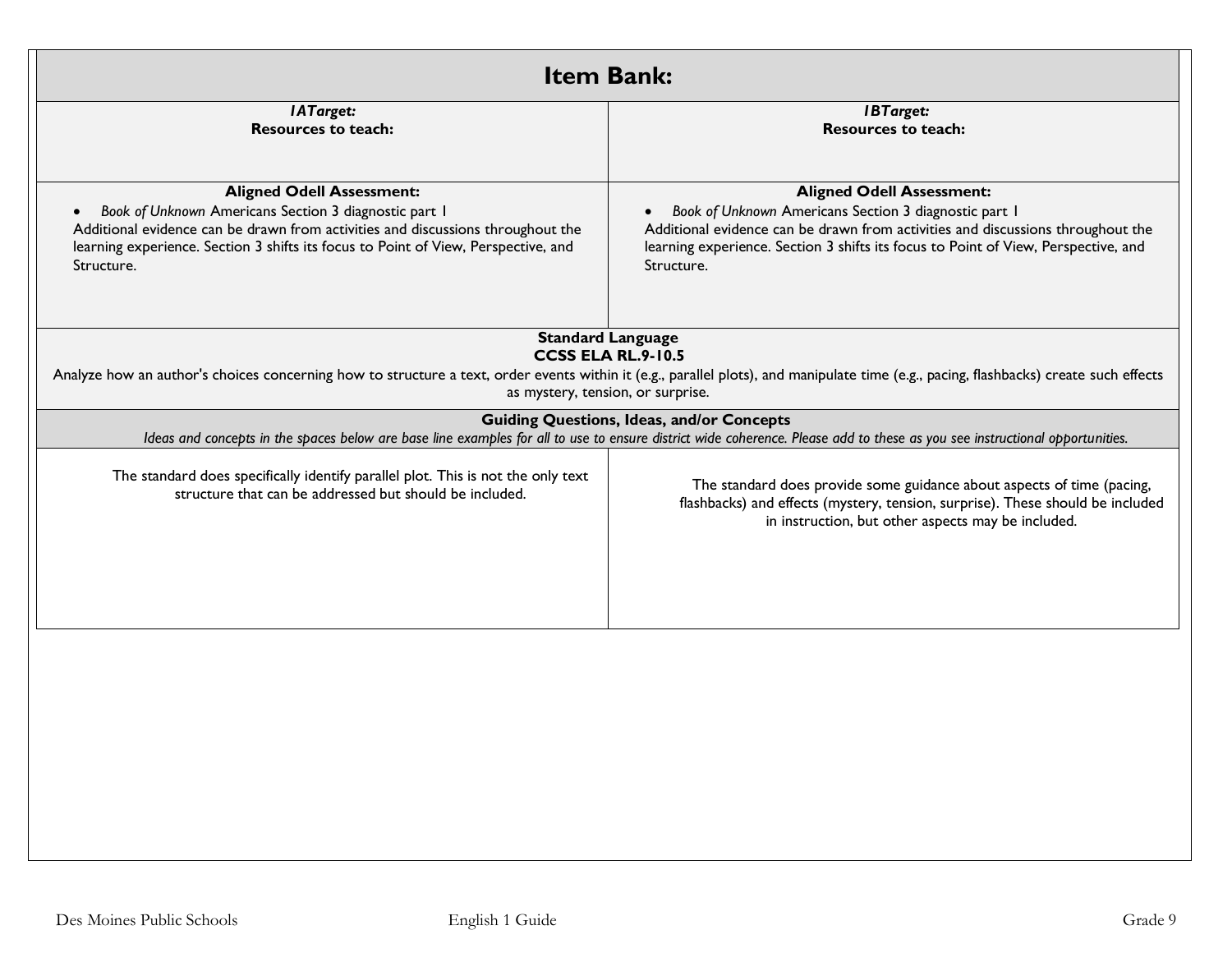# Item Bank:

| *1ATarget:* **Resources to teach:** | *1BTarget:* **Resources to teach:** |
| --- | --- |
| **Aligned Odell Assessment:** <br> • *Book of Unknown* Americans Section 3 diagnostic part 1 <br> Additional evidence can be drawn from activities and discussions throughout the learning experience. Section 3 shifts its focus to Point of View, Perspective, and Structure. | **Aligned Odell Assessment:** <br> • *Book of Unknown* Americans Section 3 diagnostic part 1 <br> Additional evidence can be drawn from activities and discussions throughout the learning experience. Section 3 shifts its focus to Point of View, Perspective, and Structure. |

**Standard Language**
**CCSS ELA RL.9-10.5**

Analyze how an author's choices concerning how to structure a text, order events within it (e.g., parallel plots), and manipulate time (e.g., pacing, flashbacks) create such effects as mystery, tension, or surprise.

**Guiding Questions, Ideas, and/or Concepts**

*Ideas and concepts in the spaces below are base line examples for all to use to ensure district wide coherence. Please add to these as you see instructional opportunities.*

| | |
| --- | --- |
| The standard does specifically identify parallel plot. This is not the only text structure that can be addressed but should be included. | The standard does provide some guidance about aspects of time (pacing, flashbacks) and effects (mystery, tension, surprise). These should be included in instruction, but other aspects may be included. |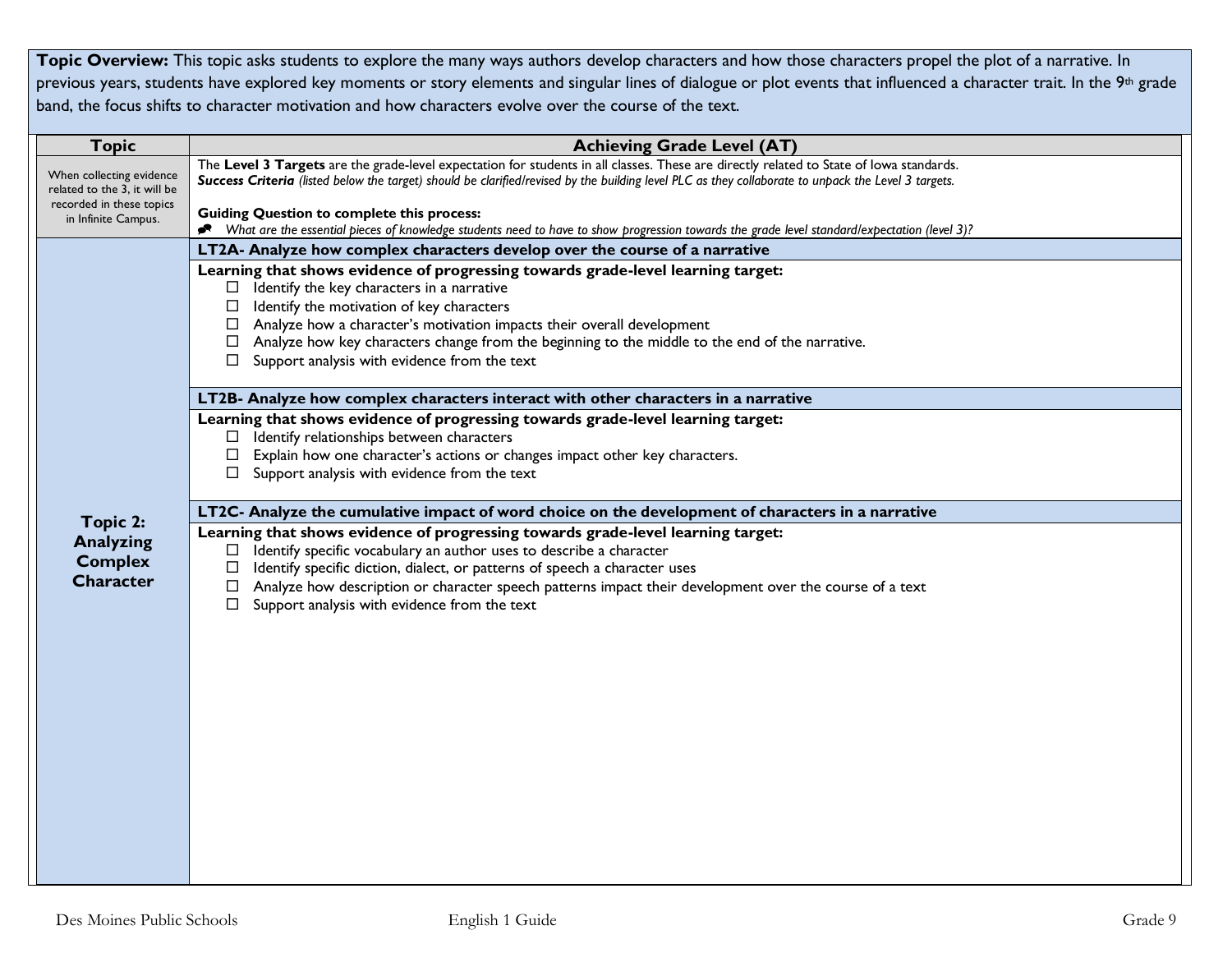**Topic Overview:** This topic asks students to explore the many ways authors develop characters and how those characters propel the plot of a narrative. In previous years, students have explored key moments or story elements and singular lines of dialogue or plot events that influenced a character trait. In the 9th grade band, the focus shifts to character motivation and how characters evolve over the course of the text.

| Topic | Achieving Grade Level (AT) |
|---|---|
| When collecting evidence related to the 3, it will be recorded in these topics in Infinite Campus. | The **Level 3 Targets** are the grade-level expectation for students in all classes. These are directly related to State of Iowa standards.<br>***Success Criteria*** *(listed below the target) should be clarified/revised by the building level PLC as they collaborate to unpack the Level 3 targets.*<br><br>**Guiding Question to complete this process:**<br>*What are the essential pieces of knowledge students need to have to show progression towards the grade level standard/expectation (level 3)?* |
| **Topic 2: Analyzing Complex Character** | **LT2A- Analyze how complex characters develop over the course of a narrative**<br><br>**Learning that shows evidence of progressing towards grade-level learning target:**<br>☐ Identify the key characters in a narrative<br>☐ Identify the motivation of key characters<br>☐ Analyze how a character's motivation impacts their overall development<br>☐ Analyze how key characters change from the beginning to the middle to the end of the narrative.<br>☐ Support analysis with evidence from the text<br><br>**LT2B- Analyze how complex characters interact with other characters in a narrative**<br><br>**Learning that shows evidence of progressing towards grade-level learning target:**<br>☐ Identify relationships between characters<br>☐ Explain how one character's actions or changes impact other key characters.<br>☐ Support analysis with evidence from the text<br><br>**LT2C- Analyze the cumulative impact of word choice on the development of characters in a narrative**<br><br>**Learning that shows evidence of progressing towards grade-level learning target:**<br>☐ Identify specific vocabulary an author uses to describe a character<br>☐ Identify specific diction, dialect, or patterns of speech a character uses<br>☐ Analyze how description or character speech patterns impact their development over the course of a text<br>☐ Support analysis with evidence from the text |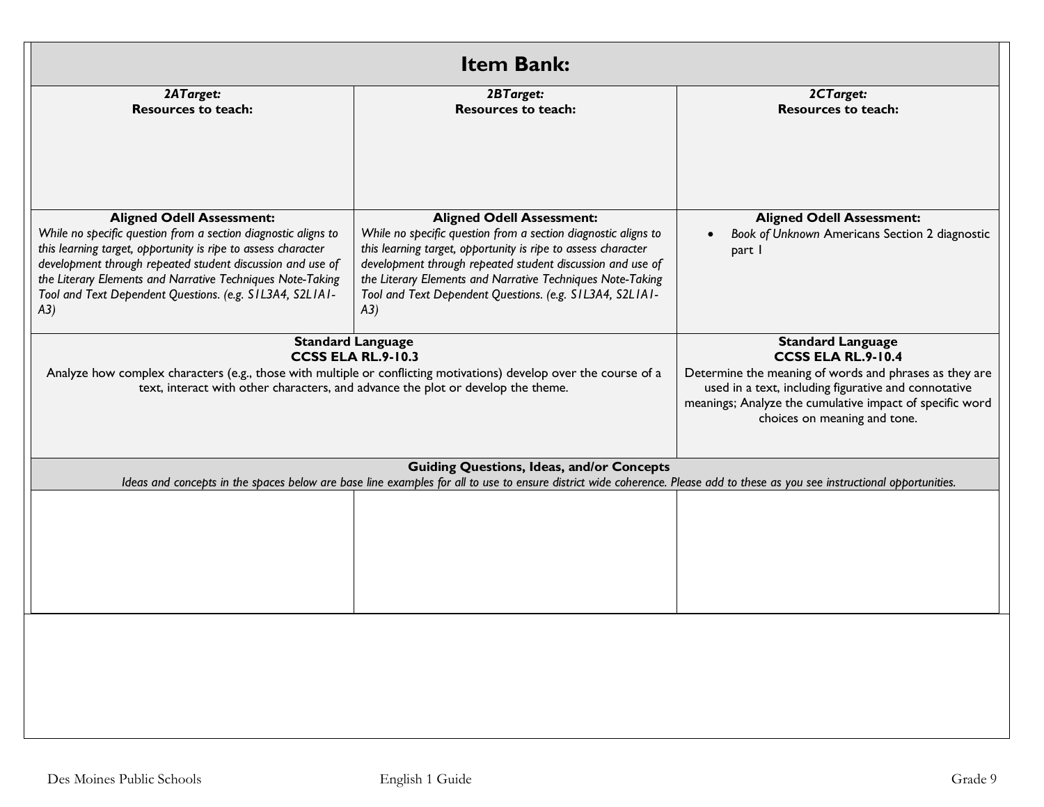# Item Bank:

| *2ATarget:* **Resources to teach:** | *2BTarget:* **Resources to teach:** | *2CTarget:* **Resources to teach:** |
|---|---|---|
| **Aligned Odell Assessment:** *While no specific question from a section diagnostic aligns to this learning target, opportunity is ripe to assess character development through repeated student discussion and use of the Literary Elements and Narrative Techniques Note-Taking Tool and Text Dependent Questions. (e.g. S1L3A4, S2L1A1-A3)* | **Aligned Odell Assessment:** *While no specific question from a section diagnostic aligns to this learning target, opportunity is ripe to assess character development through repeated student discussion and use of the Literary Elements and Narrative Techniques Note-Taking Tool and Text Dependent Questions. (e.g. S1L3A4, S2L1A1-A3)* | **Aligned Odell Assessment:** <br>• *Book of Unknown* Americans Section 2 diagnostic part 1 |
| **Standard Language** **CCSS ELA RL.9-10.3** Analyze how complex characters (e.g., those with multiple or conflicting motivations) develop over the course of a text, interact with other characters, and advance the plot or develop the theme. | | **Standard Language** **CCSS ELA RL.9-10.4** Determine the meaning of words and phrases as they are used in a text, including figurative and connotative meanings; Analyze the cumulative impact of specific word choices on meaning and tone. |
| **Guiding Questions, Ideas, and/or Concepts** *Ideas and concepts in the spaces below are base line examples for all to use to ensure district wide coherence. Please add to these as you see instructional opportunities.* | | |
| | | |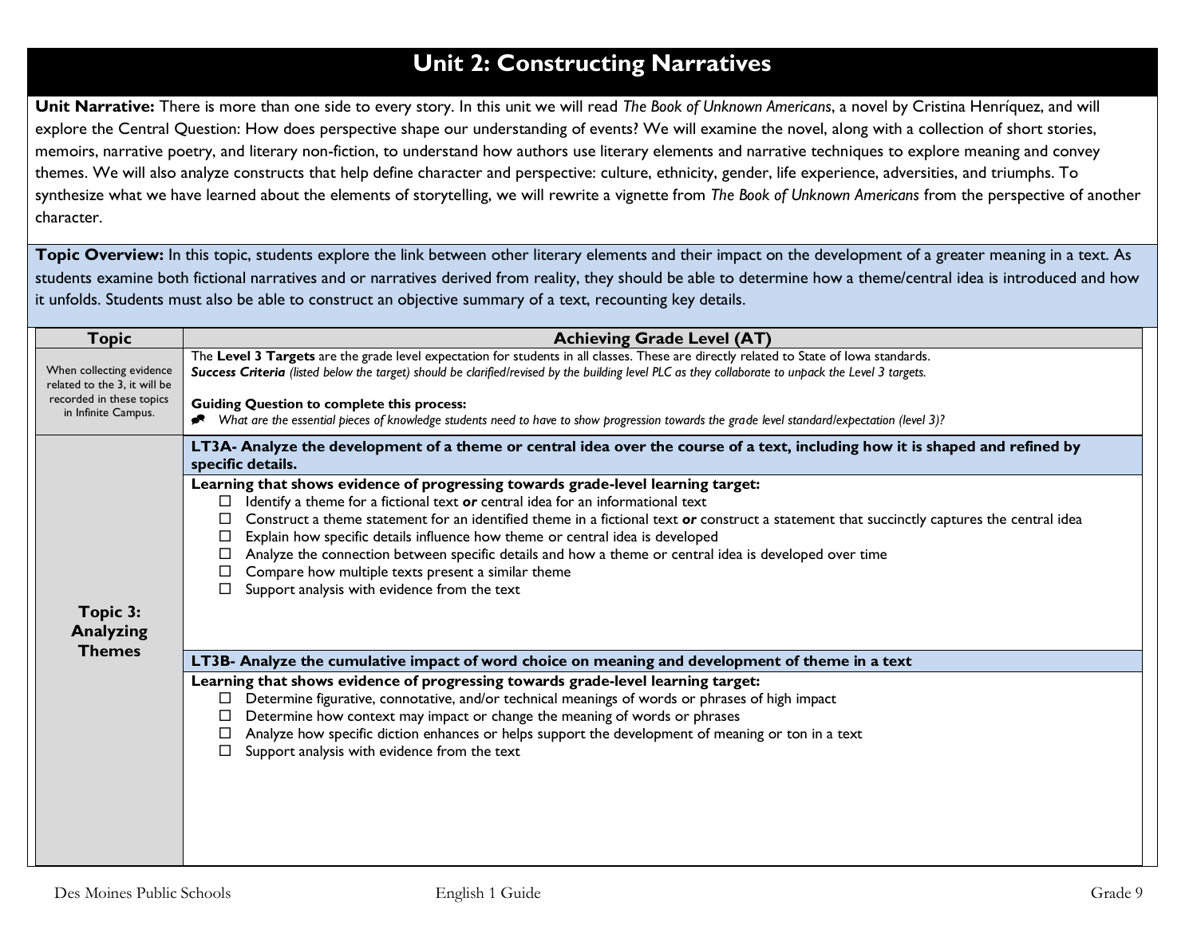# Unit 2: Constructing Narratives

**Unit Narrative:** There is more than one side to every story. In this unit we will read *The Book of Unknown Americans*, a novel by Cristina Henríquez, and will explore the Central Question: How does perspective shape our understanding of events? We will examine the novel, along with a collection of short stories, memoirs, narrative poetry, and literary non-fiction, to understand how authors use literary elements and narrative techniques to explore meaning and convey themes. We will also analyze constructs that help define character and perspective: culture, ethnicity, gender, life experience, adversities, and triumphs. To synthesize what we have learned about the elements of storytelling, we will rewrite a vignette from *The Book of Unknown Americans* from the perspective of another character.

**Topic Overview:** In this topic, students explore the link between other literary elements and their impact on the development of a greater meaning in a text. As students examine both fictional narratives and or narratives derived from reality, they should be able to determine how a theme/central idea is introduced and how it unfolds. Students must also be able to construct an objective summary of a text, recounting key details.

| Topic | Achieving Grade Level (AT) |
|---|---|
| When collecting evidence related to the 3, it will be recorded in these topics in Infinite Campus. | The **Level 3 Targets** are the grade level expectation for students in all classes. These are directly related to State of Iowa standards.<br>***Success Criteria*** *(listed below the target) should be clarified/revised by the building level PLC as they collaborate to unpack the Level 3 targets.*<br><br>**Guiding Question to complete this process:**<br>*What are the essential pieces of knowledge students need to have to show progression towards the grade level standard/expectation (level 3)?* |
| **Topic 3: Analyzing Themes** | **LT3A- Analyze the development of a theme or central idea over the course of a text, including how it is shaped and refined by specific details.**<br><br>**Learning that shows evidence of progressing towards grade-level learning target:**<br>☐ Identify a theme for a fictional text ***or*** central idea for an informational text<br>☐ Construct a theme statement for an identified theme in a fictional text ***or*** construct a statement that succinctly captures the central idea<br>☐ Explain how specific details influence how theme or central idea is developed<br>☐ Analyze the connection between specific details and how a theme or central idea is developed over time<br>☐ Compare how multiple texts present a similar theme<br>☐ Support analysis with evidence from the text |
| | **LT3B- Analyze the cumulative impact of word choice on meaning and development of theme in a text**<br><br>**Learning that shows evidence of progressing towards grade-level learning target:**<br>☐ Determine figurative, connotative, and/or technical meanings of words or phrases of high impact<br>☐ Determine how context may impact or change the meaning of words or phrases<br>☐ Analyze how specific diction enhances or helps support the development of meaning or ton in a text<br>☐ Support analysis with evidence from the text |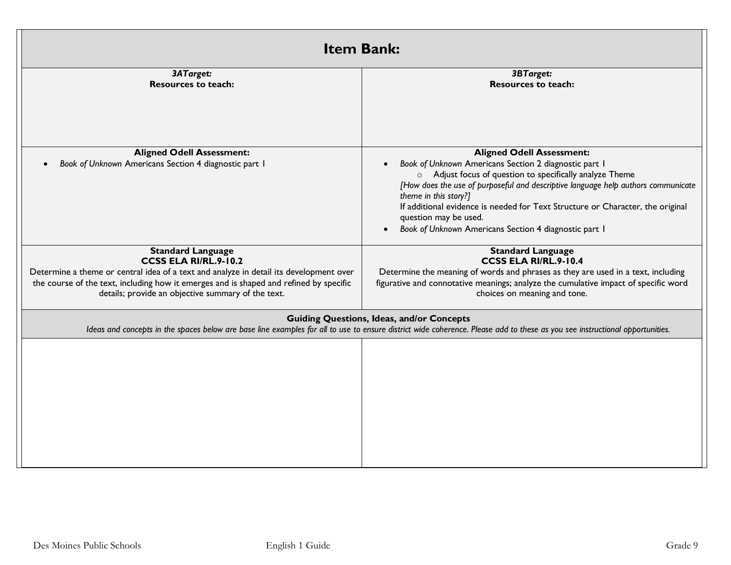# Item Bank:

| *3ATarget:*<br>**Resources to teach:** | *3BTarget:*<br>**Resources to teach:** |
|---|---|
| **Aligned Odell Assessment:**<br>• *Book of Unknown* Americans Section 4 diagnostic part 1 | **Aligned Odell Assessment:**<br>• *Book of Unknown* Americans Section 2 diagnostic part 1<br>&nbsp;&nbsp;&nbsp;&nbsp;○ Adjust focus of question to specifically analyze Theme<br>*[How does the use of purposeful and descriptive language help authors communicate theme in this story?]*<br>If additional evidence is needed for Text Structure or Character, the original question may be used.<br>• *Book of Unknown* Americans Section 4 diagnostic part 1 |
| **Standard Language**<br>**CCSS ELA RI/RL.9-10.2**<br>Determine a theme or central idea of a text and analyze in detail its development over the course of the text, including how it emerges and is shaped and refined by specific details; provide an objective summary of the text. | **Standard Language**<br>**CCSS ELA RI/RL.9-10.4**<br>Determine the meaning of words and phrases as they are used in a text, including figurative and connotative meanings; analyze the cumulative impact of specific word choices on meaning and tone. |
| **Guiding Questions, Ideas, and/or Concepts**<br>*Ideas and concepts in the spaces below are base line examples for all to use to ensure district wide coherence. Please add to these as you see instructional opportunities.* | |
| | |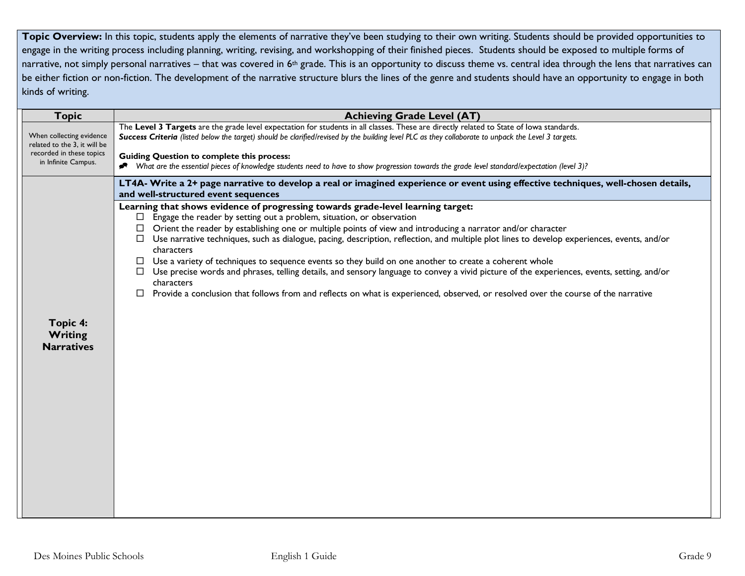**Topic Overview:** In this topic, students apply the elements of narrative they've been studying to their own writing. Students should be provided opportunities to engage in the writing process including planning, writing, revising, and workshopping of their finished pieces. Students should be exposed to multiple forms of narrative, not simply personal narratives – that was covered in 6th grade. This is an opportunity to discuss theme vs. central idea through the lens that narratives can be either fiction or non-fiction. The development of the narrative structure blurs the lines of the genre and students should have an opportunity to engage in both kinds of writing.

| Topic | Achieving Grade Level (AT) |
|---|---|
| When collecting evidence related to the 3, it will be recorded in these topics in Infinite Campus. | The **Level 3 Targets** are the grade level expectation for students in all classes. These are directly related to State of Iowa standards.<br>***Success Criteria*** *(listed below the target) should be clarified/revised by the building level PLC as they collaborate to unpack the Level 3 targets.*<br><br>**Guiding Question to complete this process:**<br>*What are the essential pieces of knowledge students need to have to show progression towards the grade level standard/expectation (level 3)?* |
| **Topic 4: Writing Narratives** | **LT4A- Write a 2+ page narrative to develop a real or imagined experience or event using effective techniques, well-chosen details, and well-structured event sequences**<br><br>**Learning that shows evidence of progressing towards grade-level learning target:**<br>☐ Engage the reader by setting out a problem, situation, or observation<br>☐ Orient the reader by establishing one or multiple points of view and introducing a narrator and/or character<br>☐ Use narrative techniques, such as dialogue, pacing, description, reflection, and multiple plot lines to develop experiences, events, and/or characters<br>☐ Use a variety of techniques to sequence events so they build on one another to create a coherent whole<br>☐ Use precise words and phrases, telling details, and sensory language to convey a vivid picture of the experiences, events, setting, and/or characters<br>☐ Provide a conclusion that follows from and reflects on what is experienced, observed, or resolved over the course of the narrative |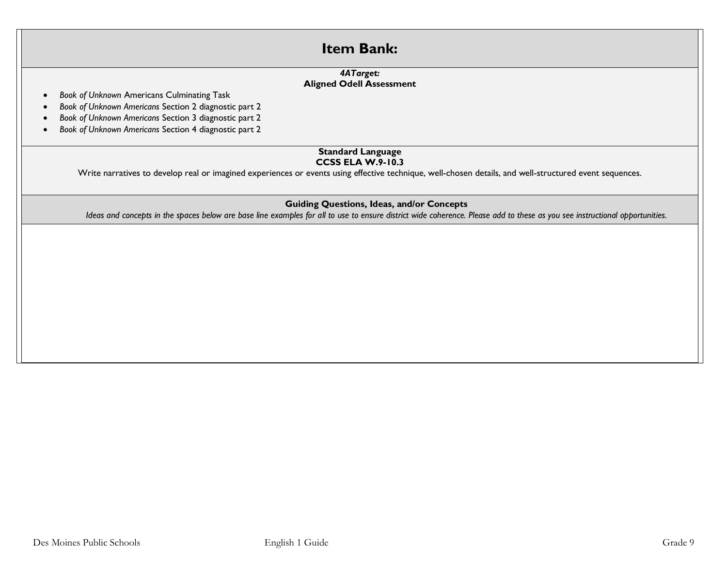# Item Bank:

***4ATarget:***
**Aligned Odell Assessment**

- *Book of Unknown* Americans Culminating Task
- *Book of Unknown Americans* Section 2 diagnostic part 2
- *Book of Unknown Americans* Section 3 diagnostic part 2
- *Book of Unknown Americans* Section 4 diagnostic part 2

**Standard Language**
**CCSS ELA W.9-10.3**

Write narratives to develop real or imagined experiences or events using effective technique, well-chosen details, and well-structured event sequences.

**Guiding Questions, Ideas, and/or Concepts**

*Ideas and concepts in the spaces below are base line examples for all to use to ensure district wide coherence. Please add to these as you see instructional opportunities.*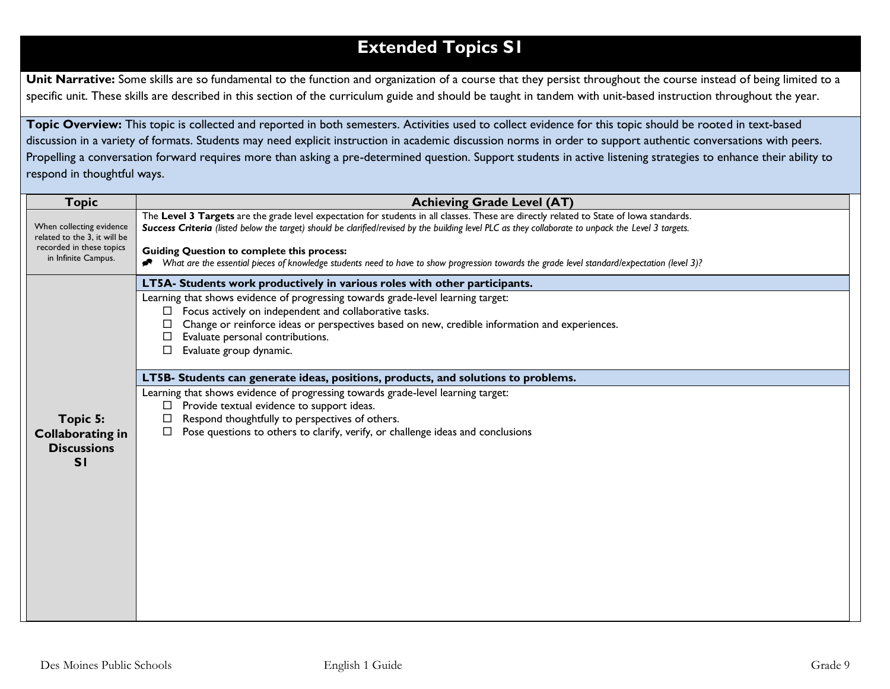# Extended Topics S1

**Unit Narrative:** Some skills are so fundamental to the function and organization of a course that they persist throughout the course instead of being limited to a specific unit. These skills are described in this section of the curriculum guide and should be taught in tandem with unit-based instruction throughout the year.

**Topic Overview:** This topic is collected and reported in both semesters. Activities used to collect evidence for this topic should be rooted in text-based discussion in a variety of formats. Students may need explicit instruction in academic discussion norms in order to support authentic conversations with peers. Propelling a conversation forward requires more than asking a pre-determined question. Support students in active listening strategies to enhance their ability to respond in thoughtful ways.

| Topic | Achieving Grade Level (AT) |
|---|---|
| When collecting evidence related to the 3, it will be recorded in these topics in Infinite Campus. | The **Level 3 Targets** are the grade level expectation for students in all classes. These are directly related to State of Iowa standards.<br>***Success Criteria*** *(listed below the target) should be clarified/revised by the building level PLC as they collaborate to unpack the Level 3 targets.*<br><br>**Guiding Question to complete this process:**<br>*What are the essential pieces of knowledge students need to have to show progression towards the grade level standard/expectation (level 3)?* |
| **Topic 5: Collaborating in Discussions S1** | **LT5A- Students work productively in various roles with other participants.**<br>Learning that shows evidence of progressing towards grade-level learning target:<br>☐ Focus actively on independent and collaborative tasks.<br>☐ Change or reinforce ideas or perspectives based on new, credible information and experiences.<br>☐ Evaluate personal contributions.<br>☐ Evaluate group dynamic.<br><br>**LT5B- Students can generate ideas, positions, products, and solutions to problems.**<br>Learning that shows evidence of progressing towards grade-level learning target:<br>☐ Provide textual evidence to support ideas.<br>☐ Respond thoughtfully to perspectives of others.<br>☐ Pose questions to others to clarify, verify, or challenge ideas and conclusions |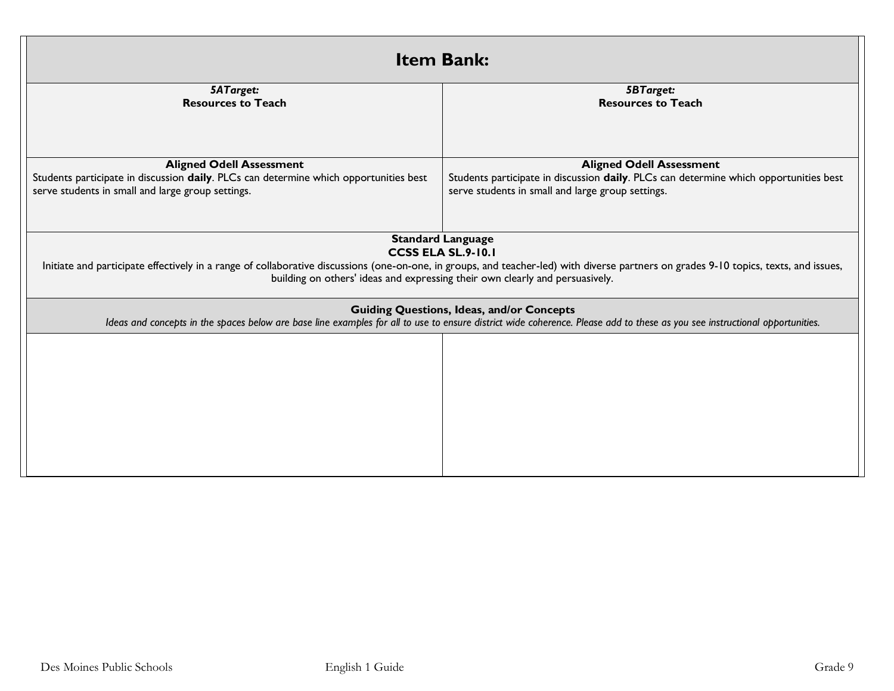| **Item Bank:** | |
|---|---|
| ***5ATarget:***<br>**Resources to Teach** | ***5BTarget:***<br>**Resources to Teach** |
| **Aligned Odell Assessment**<br>Students participate in discussion **daily**. PLCs can determine which opportunities best serve students in small and large group settings. | **Aligned Odell Assessment**<br>Students participate in discussion **daily**. PLCs can determine which opportunities best serve students in small and large group settings. |
| **Standard Language**<br>**CCSS ELA SL.9-10.1**<br>Initiate and participate effectively in a range of collaborative discussions (one-on-one, in groups, and teacher-led) with diverse partners on grades 9-10 topics, texts, and issues, building on others' ideas and expressing their own clearly and persuasively. | |
| **Guiding Questions, Ideas, and/or Concepts**<br>*Ideas and concepts in the spaces below are base line examples for all to use to ensure district wide coherence. Please add to these as you see instructional opportunities.* | |
| | |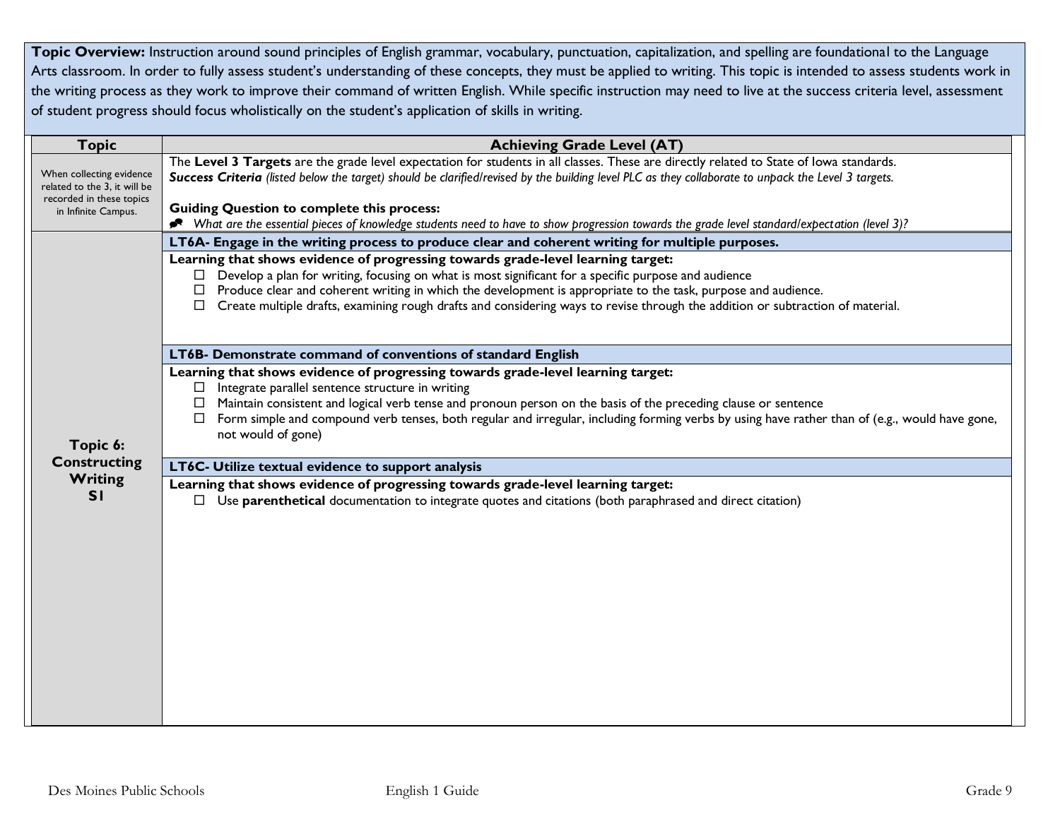**Topic Overview:** Instruction around sound principles of English grammar, vocabulary, punctuation, capitalization, and spelling are foundational to the Language Arts classroom. In order to fully assess student's understanding of these concepts, they must be applied to writing. This topic is intended to assess students work in the writing process as they work to improve their command of written English. While specific instruction may need to live at the success criteria level, assessment of student progress should focus wholistically on the student's application of skills in writing.

| Topic | Achieving Grade Level (AT) |
|---|---|
| When collecting evidence related to the 3, it will be recorded in these topics in Infinite Campus. | The **Level 3 Targets** are the grade level expectation for students in all classes. These are directly related to State of Iowa standards.<br>***Success Criteria*** *(listed below the target) should be clarified/revised by the building level PLC as they collaborate to unpack the Level 3 targets.*<br><br>**Guiding Question to complete this process:**<br>*What are the essential pieces of knowledge students need to have to show progression towards the grade level standard/expectation (level 3)?* |
| **Topic 6: Constructing Writing S1** | **LT6A- Engage in the writing process to produce clear and coherent writing for multiple purposes.**<br>**Learning that shows evidence of progressing towards grade-level learning target:**<br>☐ Develop a plan for writing, focusing on what is most significant for a specific purpose and audience<br>☐ Produce clear and coherent writing in which the development is appropriate to the task, purpose and audience.<br>☐ Create multiple drafts, examining rough drafts and considering ways to revise through the addition or subtraction of material.<br><br>**LT6B- Demonstrate command of conventions of standard English**<br>**Learning that shows evidence of progressing towards grade-level learning target:**<br>☐ Integrate parallel sentence structure in writing<br>☐ Maintain consistent and logical verb tense and pronoun person on the basis of the preceding clause or sentence<br>☐ Form simple and compound verb tenses, both regular and irregular, including forming verbs by using have rather than of (e.g., would have gone, not would of gone)<br><br>**LT6C- Utilize textual evidence to support analysis**<br>**Learning that shows evidence of progressing towards grade-level learning target:**<br>☐ Use **parenthetical** documentation to integrate quotes and citations (both paraphrased and direct citation) |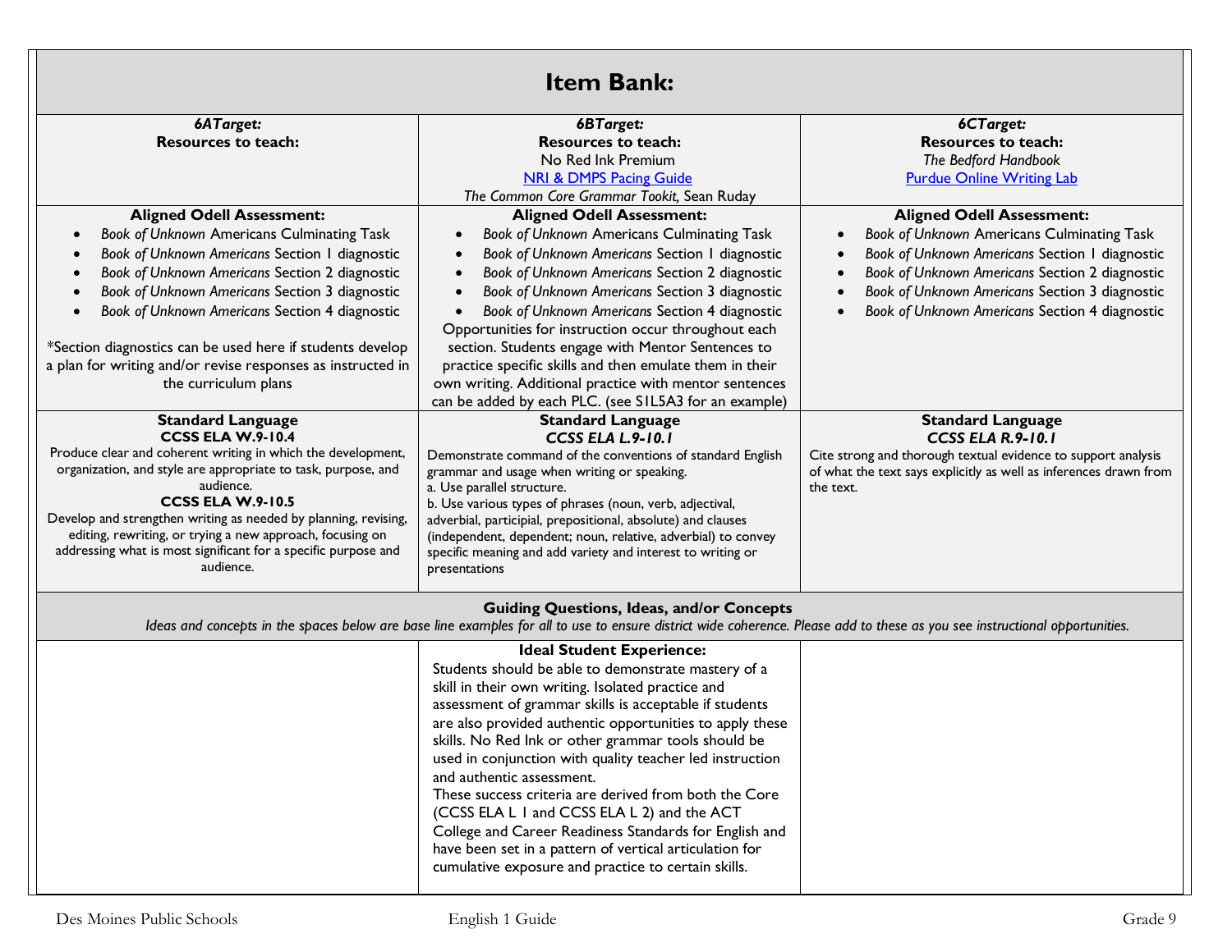# Item Bank:

| 6ATarget: | 6BTarget: | 6CTarget: |
|---|---|---|
| **Resources to teach:** | **Resources to teach:**<br>No Red Ink Premium<br>NRI & DMPS Pacing Guide<br>*The Common Core Grammar Tookit,* Sean Ruday | **Resources to teach:**<br>*The Bedford Handbook*<br>Purdue Online Writing Lab |
| **Aligned Odell Assessment:**<br>• *Book of Unknown* Americans Culminating Task<br>• *Book of Unknown Americans* Section 1 diagnostic<br>• *Book of Unknown Americans* Section 2 diagnostic<br>• *Book of Unknown Americans* Section 3 diagnostic<br>• *Book of Unknown Americans* Section 4 diagnostic<br><br>*Section diagnostics can be used here if students develop a plan for writing and/or revise responses as instructed in the curriculum plans | **Aligned Odell Assessment:**<br>• *Book of Unknown* Americans Culminating Task<br>• *Book of Unknown Americans* Section 1 diagnostic<br>• *Book of Unknown Americans* Section 2 diagnostic<br>• *Book of Unknown Americans* Section 3 diagnostic<br>• *Book of Unknown Americans* Section 4 diagnostic<br>Opportunities for instruction occur throughout each section. Students engage with Mentor Sentences to practice specific skills and then emulate them in their own writing. Additional practice with mentor sentences can be added by each PLC. (see S1L5A3 for an example) | **Aligned Odell Assessment:**<br>• *Book of Unknown* Americans Culminating Task<br>• *Book of Unknown Americans* Section 1 diagnostic<br>• *Book of Unknown Americans* Section 2 diagnostic<br>• *Book of Unknown Americans* Section 3 diagnostic<br>• *Book of Unknown Americans* Section 4 diagnostic |
| **Standard Language**<br>**CCSS ELA W.9-10.4**<br>Produce clear and coherent writing in which the development, organization, and style are appropriate to task, purpose, and audience.<br>**CCSS ELA W.9-10.5**<br>Develop and strengthen writing as needed by planning, revising, editing, rewriting, or trying a new approach, focusing on addressing what is most significant for a specific purpose and audience. | **Standard Language**<br>***CCSS ELA L.9-10.1***<br>Demonstrate command of the conventions of standard English grammar and usage when writing or speaking.<br>a. Use parallel structure.<br>b. Use various types of phrases (noun, verb, adjectival, adverbial, participial, prepositional, absolute) and clauses (independent, dependent; noun, relative, adverbial) to convey specific meaning and add variety and interest to writing or presentations | **Standard Language**<br>***CCSS ELA R.9-10.1***<br>Cite strong and thorough textual evidence to support analysis of what the text says explicitly as well as inferences drawn from the text. |
| **Guiding Questions, Ideas, and/or Concepts**<br>*Ideas and concepts in the spaces below are base line examples for all to use to ensure district wide coherence. Please add to these as you see instructional opportunities.* | | |
| | **Ideal Student Experience:**<br>Students should be able to demonstrate mastery of a skill in their own writing. Isolated practice and assessment of grammar skills is acceptable if students are also provided authentic opportunities to apply these skills. No Red Ink or other grammar tools should be used in conjunction with quality teacher led instruction and authentic assessment.<br>These success criteria are derived from both the Core (CCSS ELA L 1 and CCSS ELA L 2) and the ACT College and Career Readiness Standards for English and have been set in a pattern of vertical articulation for cumulative exposure and practice to certain skills. | |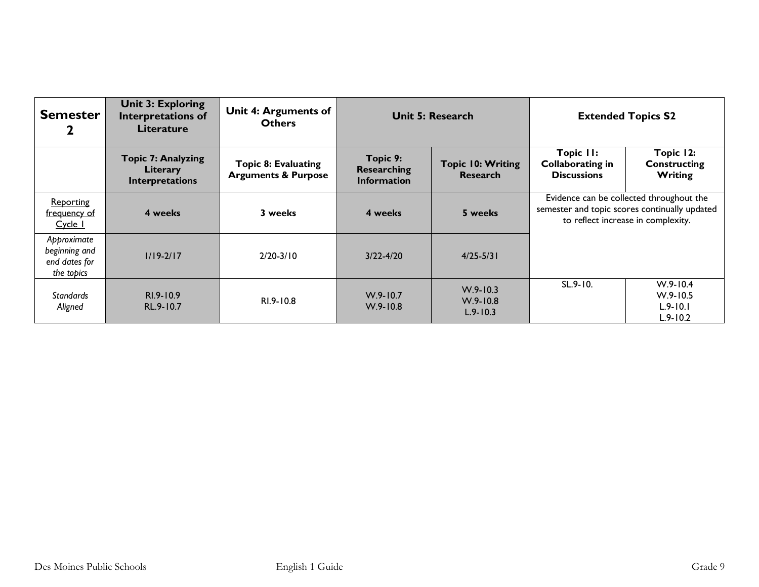| **Semester 2** | **Unit 3: Exploring Interpretations of Literature** | **Unit 4: Arguments of Others** | **Unit 5: Research** | | **Extended Topics S2** | |
|---|---|---|---|---|---|---|
| | **Topic 7: Analyzing Literary Interpretations** | **Topic 8: Evaluating Arguments & Purpose** | **Topic 9: Researching Information** | **Topic 10: Writing Research** | **Topic 11: Collaborating in Discussions** | **Topic 12: Constructing Writing** |
| Reporting frequency of Cycle 1 | **4 weeks** | **3 weeks** | **4 weeks** | **5 weeks** | Evidence can be collected throughout the semester and topic scores continually updated to reflect increase in complexity. | |
| *Approximate beginning and end dates for the topics* | 1/19-2/17 | 2/20-3/10 | 3/22-4/20 | 4/25-5/31 | | |
| *Standards Aligned* | RI.9-10.9<br>RL.9-10.7 | RI.9-10.8 | W.9-10.7<br>W.9-10.8 | W.9-10.3<br>W.9-10.8<br>L.9-10.3 | SL.9-10. | W.9-10.4<br>W.9-10.5<br>L.9-10.1<br>L.9-10.2 |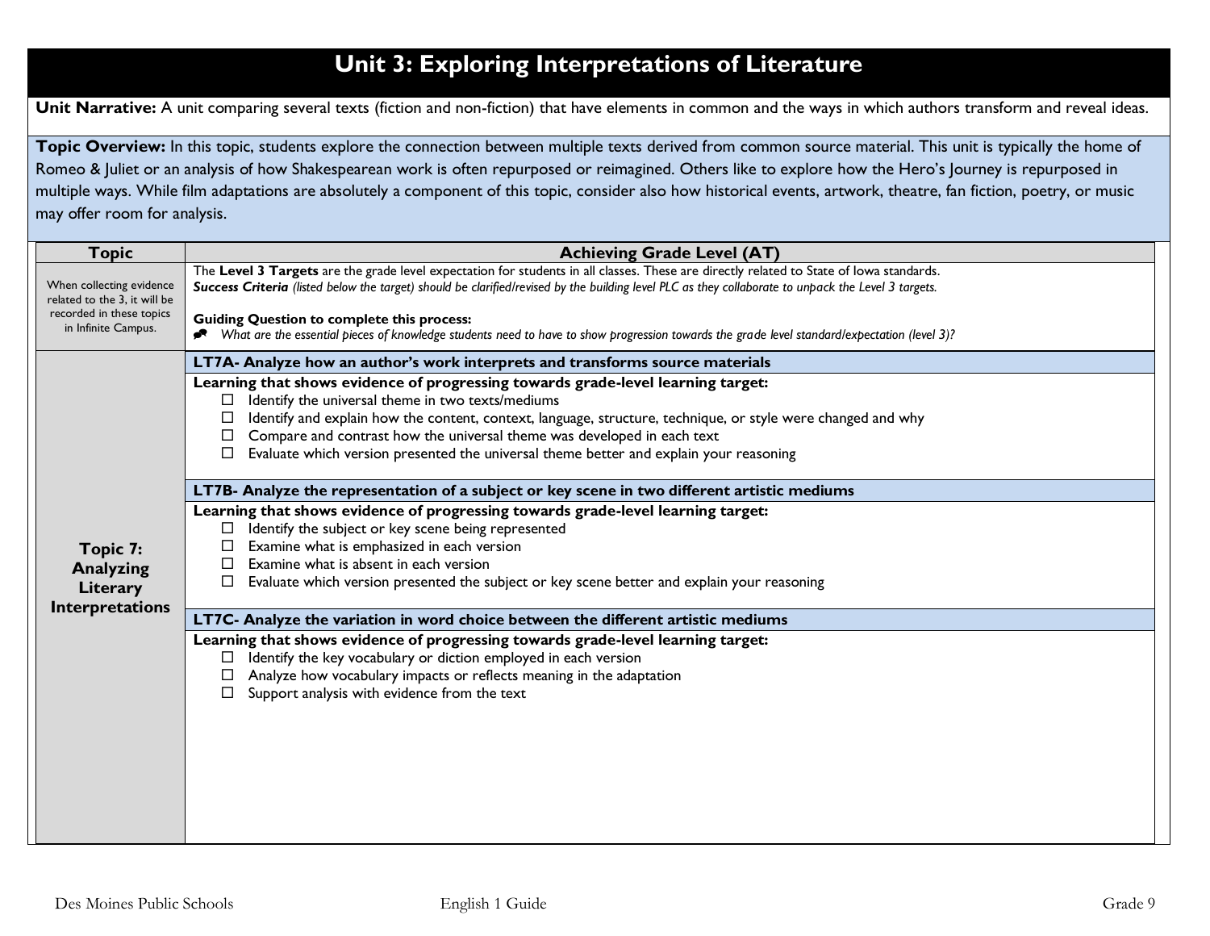# Unit 3: Exploring Interpretations of Literature

**Unit Narrative:** A unit comparing several texts (fiction and non-fiction) that have elements in common and the ways in which authors transform and reveal ideas.

**Topic Overview:** In this topic, students explore the connection between multiple texts derived from common source material. This unit is typically the home of Romeo & Juliet or an analysis of how Shakespearean work is often repurposed or reimagined. Others like to explore how the Hero's Journey is repurposed in multiple ways. While film adaptations are absolutely a component of this topic, consider also how historical events, artwork, theatre, fan fiction, poetry, or music may offer room for analysis.

| Topic | Achieving Grade Level (AT) |
|---|---|
| When collecting evidence related to the 3, it will be recorded in these topics in Infinite Campus. | The **Level 3 Targets** are the grade level expectation for students in all classes. These are directly related to State of Iowa standards.<br>***Success Criteria*** *(listed below the target) should be clarified/revised by the building level PLC as they collaborate to unpack the Level 3 targets.*<br><br>**Guiding Question to complete this process:**<br>*What are the essential pieces of knowledge students need to have to show progression towards the grade level standard/expectation (level 3)?* |
| **Topic 7: Analyzing Literary Interpretations** | **LT7A- Analyze how an author's work interprets and transforms source materials**<br>**Learning that shows evidence of progressing towards grade-level learning target:**<br>☐ Identify the universal theme in two texts/mediums<br>☐ Identify and explain how the content, context, language, structure, technique, or style were changed and why<br>☐ Compare and contrast how the universal theme was developed in each text<br>☐ Evaluate which version presented the universal theme better and explain your reasoning<br><br>**LT7B- Analyze the representation of a subject or key scene in two different artistic mediums**<br>**Learning that shows evidence of progressing towards grade-level learning target:**<br>☐ Identify the subject or key scene being represented<br>☐ Examine what is emphasized in each version<br>☐ Examine what is absent in each version<br>☐ Evaluate which version presented the subject or key scene better and explain your reasoning<br><br>**LT7C- Analyze the variation in word choice between the different artistic mediums**<br>**Learning that shows evidence of progressing towards grade-level learning target:**<br>☐ Identify the key vocabulary or diction employed in each version<br>☐ Analyze how vocabulary impacts or reflects meaning in the adaptation<br>☐ Support analysis with evidence from the text |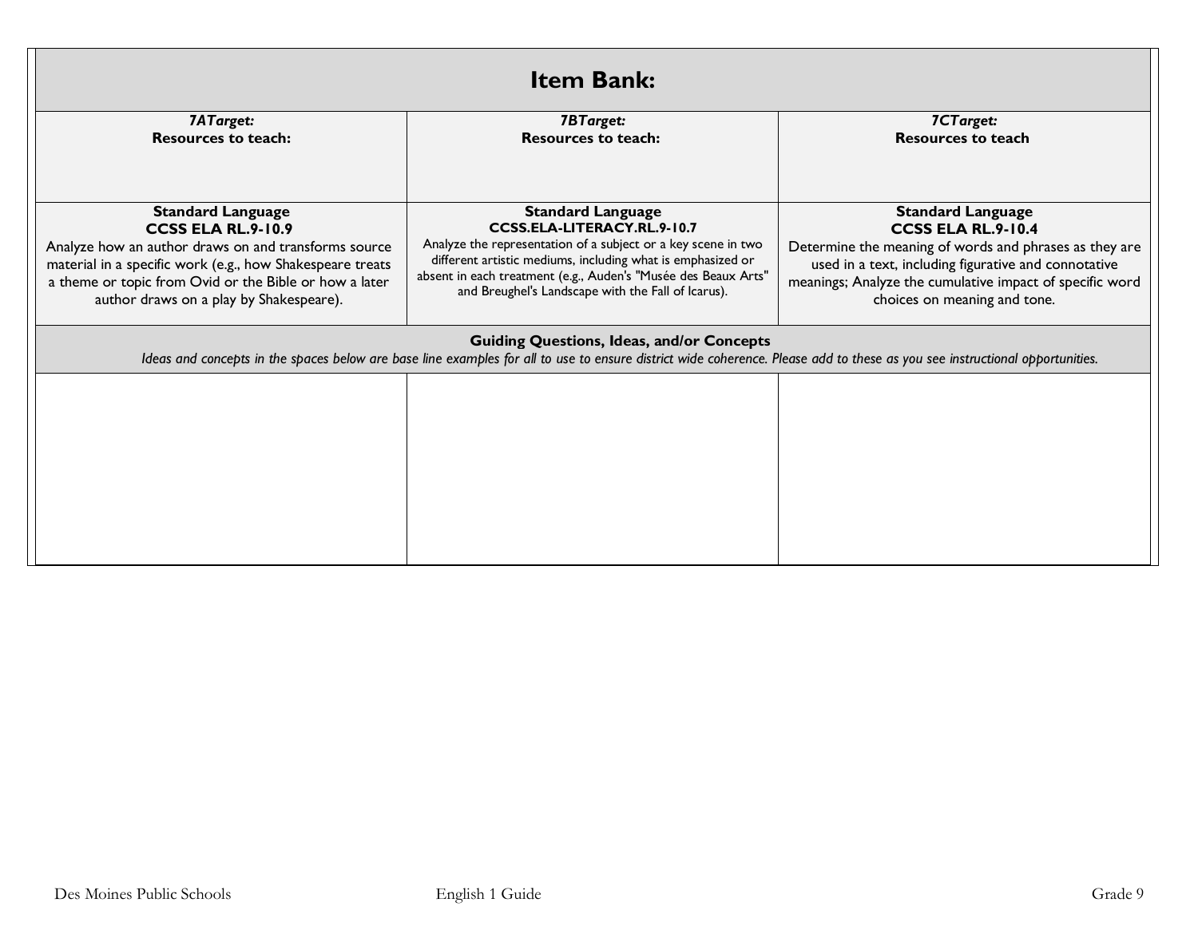| Item Bank: | | |
|---|---|---|
| ***7A Target:***<br>**Resources to teach:** | ***7B Target:***<br>**Resources to teach:** | ***7C Target:***<br>**Resources to teach** |
| **Standard Language**<br>**CCSS ELA RL.9-10.9**<br>Analyze how an author draws on and transforms source material in a specific work (e.g., how Shakespeare treats a theme or topic from Ovid or the Bible or how a later author draws on a play by Shakespeare). | **Standard Language**<br>**CCSS.ELA-LITERACY.RL.9-10.7**<br>Analyze the representation of a subject or a key scene in two different artistic mediums, including what is emphasized or absent in each treatment (e.g., Auden's "Musée des Beaux Arts" and Breughel's Landscape with the Fall of Icarus). | **Standard Language**<br>**CCSS ELA RL.9-10.4**<br>Determine the meaning of words and phrases as they are used in a text, including figurative and connotative meanings; Analyze the cumulative impact of specific word choices on meaning and tone. |
| **Guiding Questions, Ideas, and/or Concepts**<br>*Ideas and concepts in the spaces below are base line examples for all to use to ensure district wide coherence. Please add to these as you see instructional opportunities.* | | |
| | | |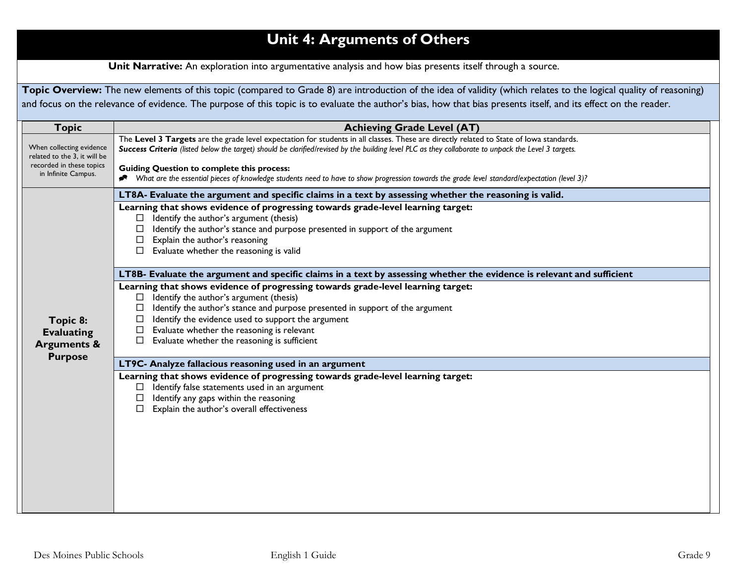# Unit 4: Arguments of Others

**Unit Narrative:** An exploration into argumentative analysis and how bias presents itself through a source.

**Topic Overview:** The new elements of this topic (compared to Grade 8) are introduction of the idea of validity (which relates to the logical quality of reasoning) and focus on the relevance of evidence. The purpose of this topic is to evaluate the author's bias, how that bias presents itself, and its effect on the reader.

| Topic | Achieving Grade Level (AT) |
|---|---|
| When collecting evidence related to the 3, it will be recorded in these topics in Infinite Campus. | The **Level 3 Targets** are the grade level expectation for students in all classes. These are directly related to State of Iowa standards.<br>***Success Criteria*** *(listed below the target) should be clarified/revised by the building level PLC as they collaborate to unpack the Level 3 targets.*<br><br>**Guiding Question to complete this process:**<br>*What are the essential pieces of knowledge students need to have to show progression towards the grade level standard/expectation (level 3)?* |
| **Topic 8: Evaluating Arguments & Purpose** | **LT8A- Evaluate the argument and specific claims in a text by assessing whether the reasoning is valid.**<br>**Learning that shows evidence of progressing towards grade-level learning target:**<br>☐ Identify the author's argument (thesis)<br>☐ Identify the author's stance and purpose presented in support of the argument<br>☐ Explain the author's reasoning<br>☐ Evaluate whether the reasoning is valid<br><br>**LT8B- Evaluate the argument and specific claims in a text by assessing whether the evidence is relevant and sufficient**<br>**Learning that shows evidence of progressing towards grade-level learning target:**<br>☐ Identify the author's argument (thesis)<br>☐ Identify the author's stance and purpose presented in support of the argument<br>☐ Identify the evidence used to support the argument<br>☐ Evaluate whether the reasoning is relevant<br>☐ Evaluate whether the reasoning is sufficient<br><br>**LT9C- Analyze fallacious reasoning used in an argument**<br>**Learning that shows evidence of progressing towards grade-level learning target:**<br>☐ Identify false statements used in an argument<br>☐ Identify any gaps within the reasoning<br>☐ Explain the author's overall effectiveness |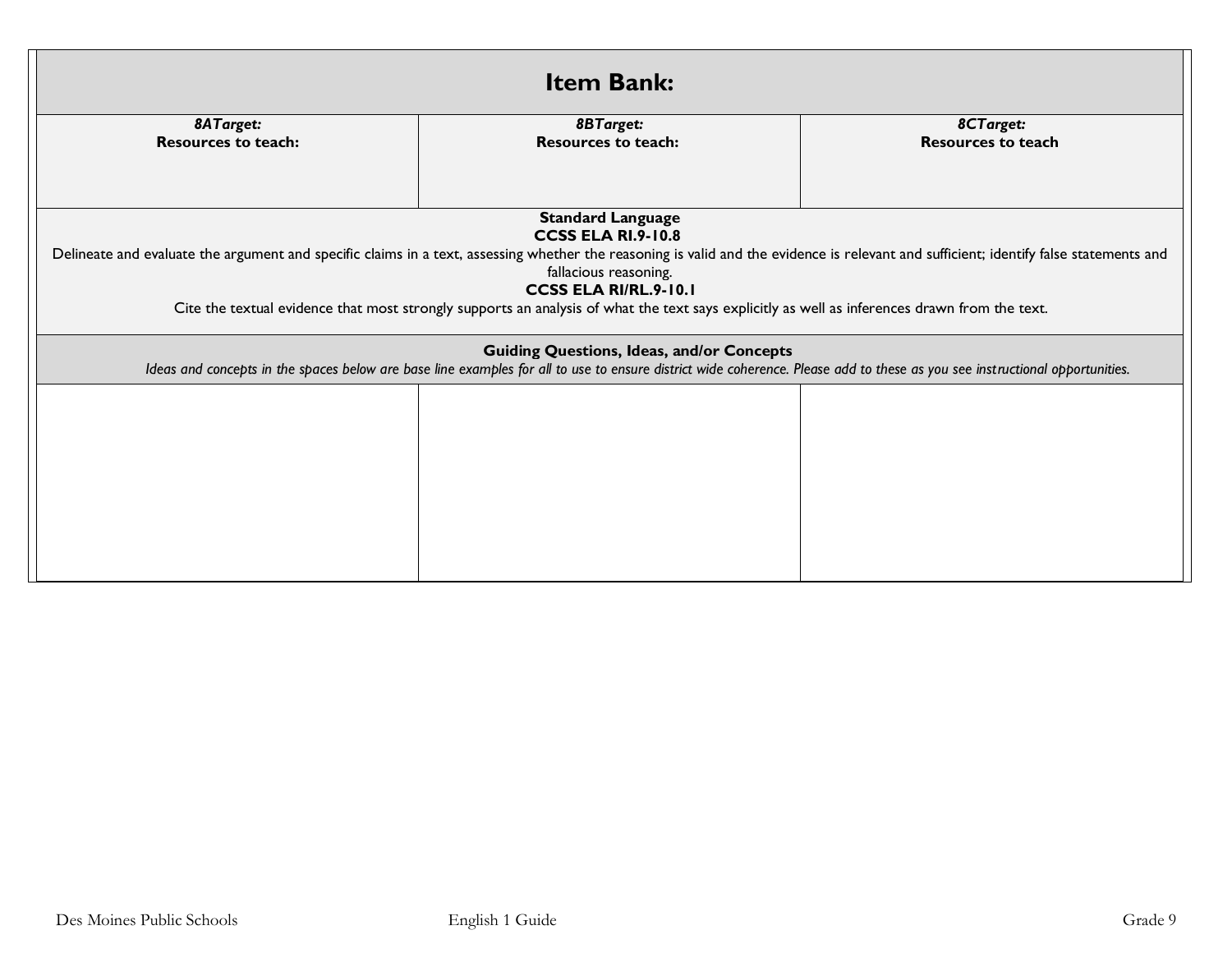| **Item Bank:** | | |
|---|---|---|
| ***8ATarget:*** **Resources to teach:** | ***8BTarget:*** **Resources to teach:** | ***8CTarget:*** **Resources to teach** |
| **Standard Language** **CCSS ELA RI.9-10.8** Delineate and evaluate the argument and specific claims in a text, assessing whether the reasoning is valid and the evidence is relevant and sufficient; identify false statements and fallacious reasoning. **CCSS ELA RI/RL.9-10.1** Cite the textual evidence that most strongly supports an analysis of what the text says explicitly as well as inferences drawn from the text. | | |
| **Guiding Questions, Ideas, and/or Concepts** *Ideas and concepts in the spaces below are base line examples for all to use to ensure district wide coherence. Please add to these as you see instructional opportunities.* | | |
| | | |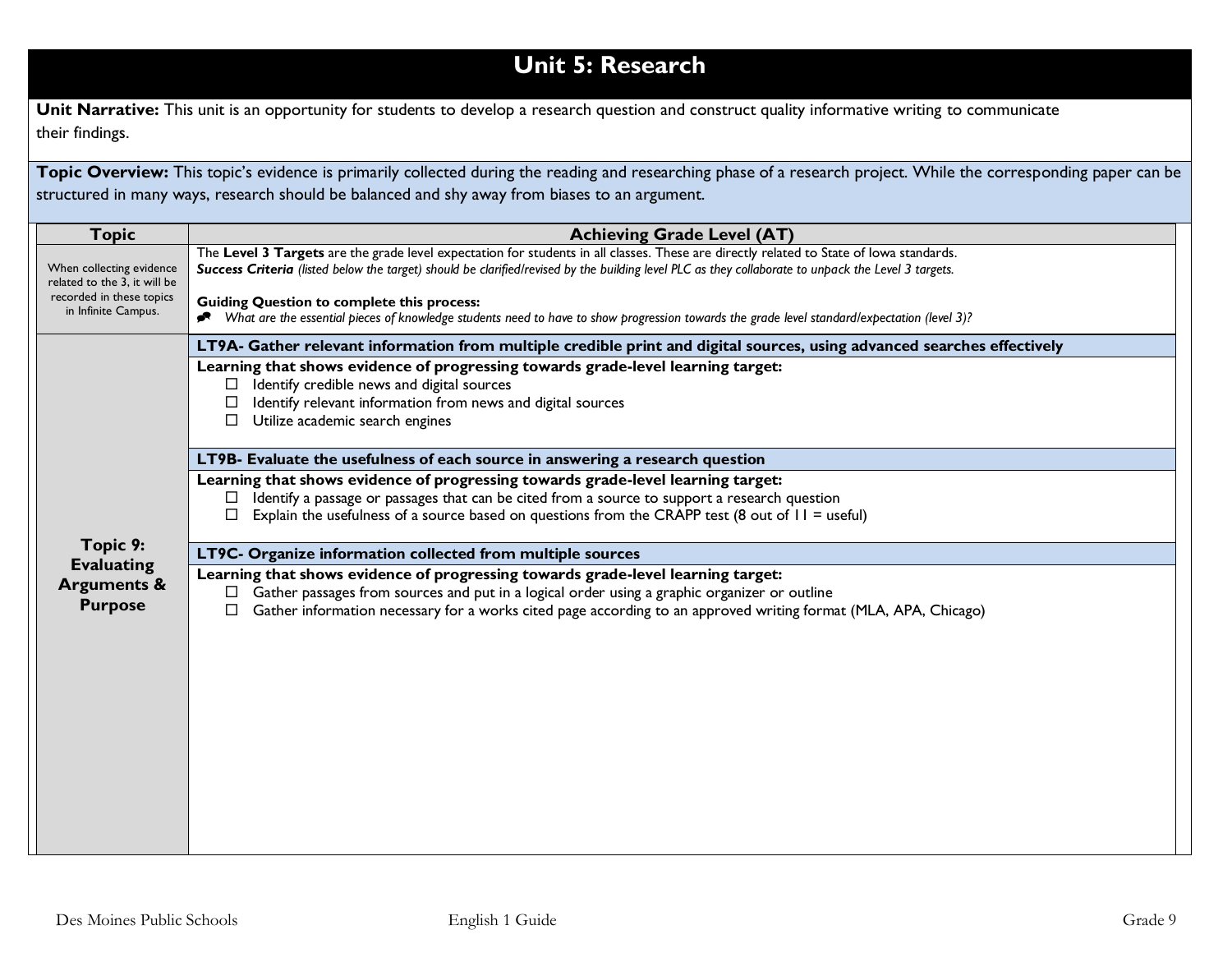# Unit 5: Research

**Unit Narrative:** This unit is an opportunity for students to develop a research question and construct quality informative writing to communicate their findings.

**Topic Overview:** This topic's evidence is primarily collected during the reading and researching phase of a research project. While the corresponding paper can be structured in many ways, research should be balanced and shy away from biases to an argument.

| Topic | Achieving Grade Level (AT) |
|---|---|
| When collecting evidence related to the 3, it will be recorded in these topics in Infinite Campus. | The **Level 3 Targets** are the grade level expectation for students in all classes. These are directly related to State of Iowa standards.<br>***Success Criteria*** *(listed below the target) should be clarified/revised by the building level PLC as they collaborate to unpack the Level 3 targets.*<br><br>**Guiding Question to complete this process:**<br>*What are the essential pieces of knowledge students need to have to show progression towards the grade level standard/expectation (level 3)?* |
| **Topic 9: Evaluating Arguments & Purpose** | **LT9A- Gather relevant information from multiple credible print and digital sources, using advanced searches effectively**<br>**Learning that shows evidence of progressing towards grade-level learning target:**<br>☐ Identify credible news and digital sources<br>☐ Identify relevant information from news and digital sources<br>☐ Utilize academic search engines<br><br>**LT9B- Evaluate the usefulness of each source in answering a research question**<br>**Learning that shows evidence of progressing towards grade-level learning target:**<br>☐ Identify a passage or passages that can be cited from a source to support a research question<br>☐ Explain the usefulness of a source based on questions from the CRAPP test (8 out of 11 = useful)<br><br>**LT9C- Organize information collected from multiple sources**<br>**Learning that shows evidence of progressing towards grade-level learning target:**<br>☐ Gather passages from sources and put in a logical order using a graphic organizer or outline<br>☐ Gather information necessary for a works cited page according to an approved writing format (MLA, APA, Chicago) |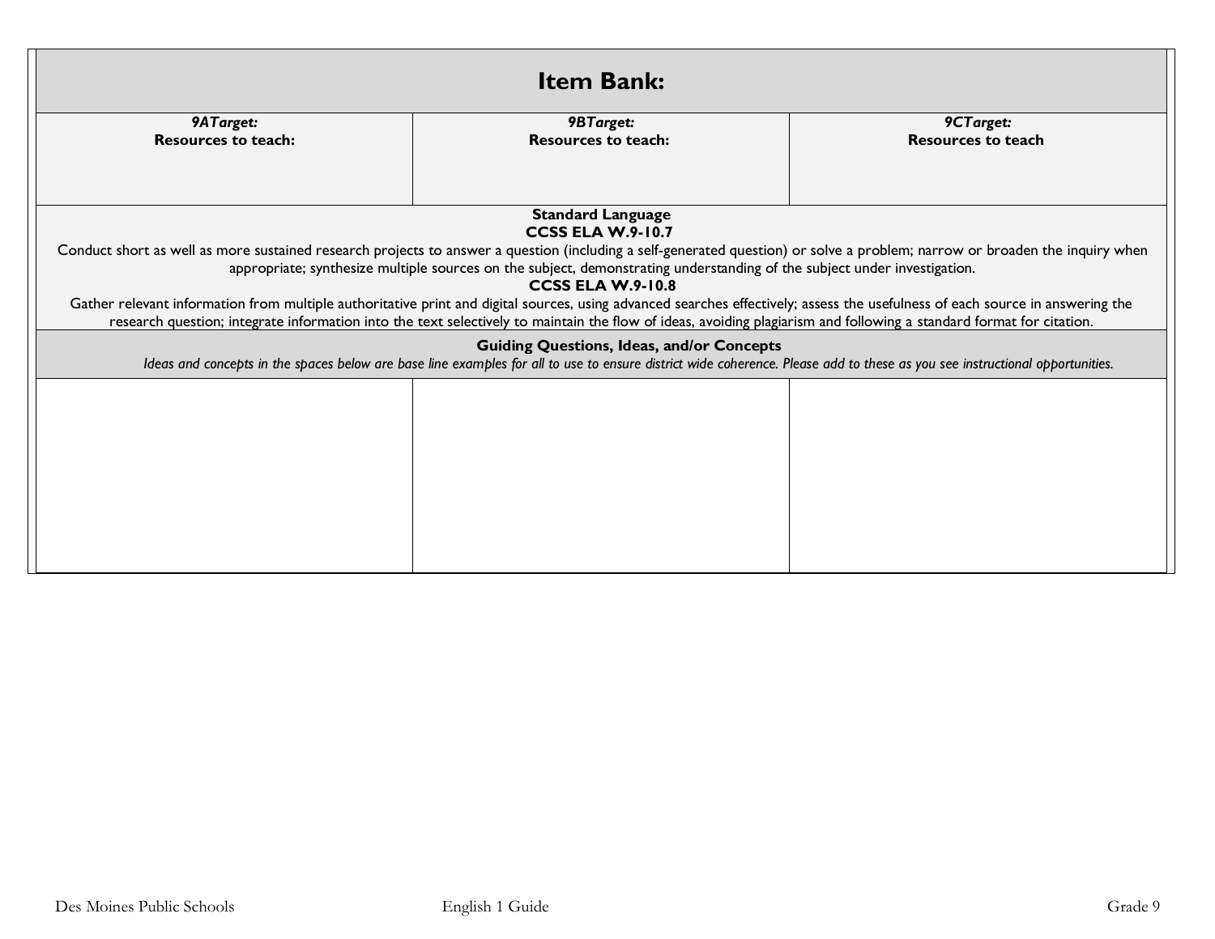| **Item Bank:** | | |
|---|---|---|
| ***9ATarget:*** **Resources to teach:** | ***9BTarget:*** **Resources to teach:** | ***9CTarget:*** **Resources to teach** |
| **Standard Language** **CCSS ELA W.9-10.7** Conduct short as well as more sustained research projects to answer a question (including a self-generated question) or solve a problem; narrow or broaden the inquiry when appropriate; synthesize multiple sources on the subject, demonstrating understanding of the subject under investigation. **CCSS ELA W.9-10.8** Gather relevant information from multiple authoritative print and digital sources, using advanced searches effectively; assess the usefulness of each source in answering the research question; integrate information into the text selectively to maintain the flow of ideas, avoiding plagiarism and following a standard format for citation. | | |
| **Guiding Questions, Ideas, and/or Concepts** *Ideas and concepts in the spaces below are base line examples for all to use to ensure district wide coherence. Please add to these as you see instructional opportunities.* | | |
| | | |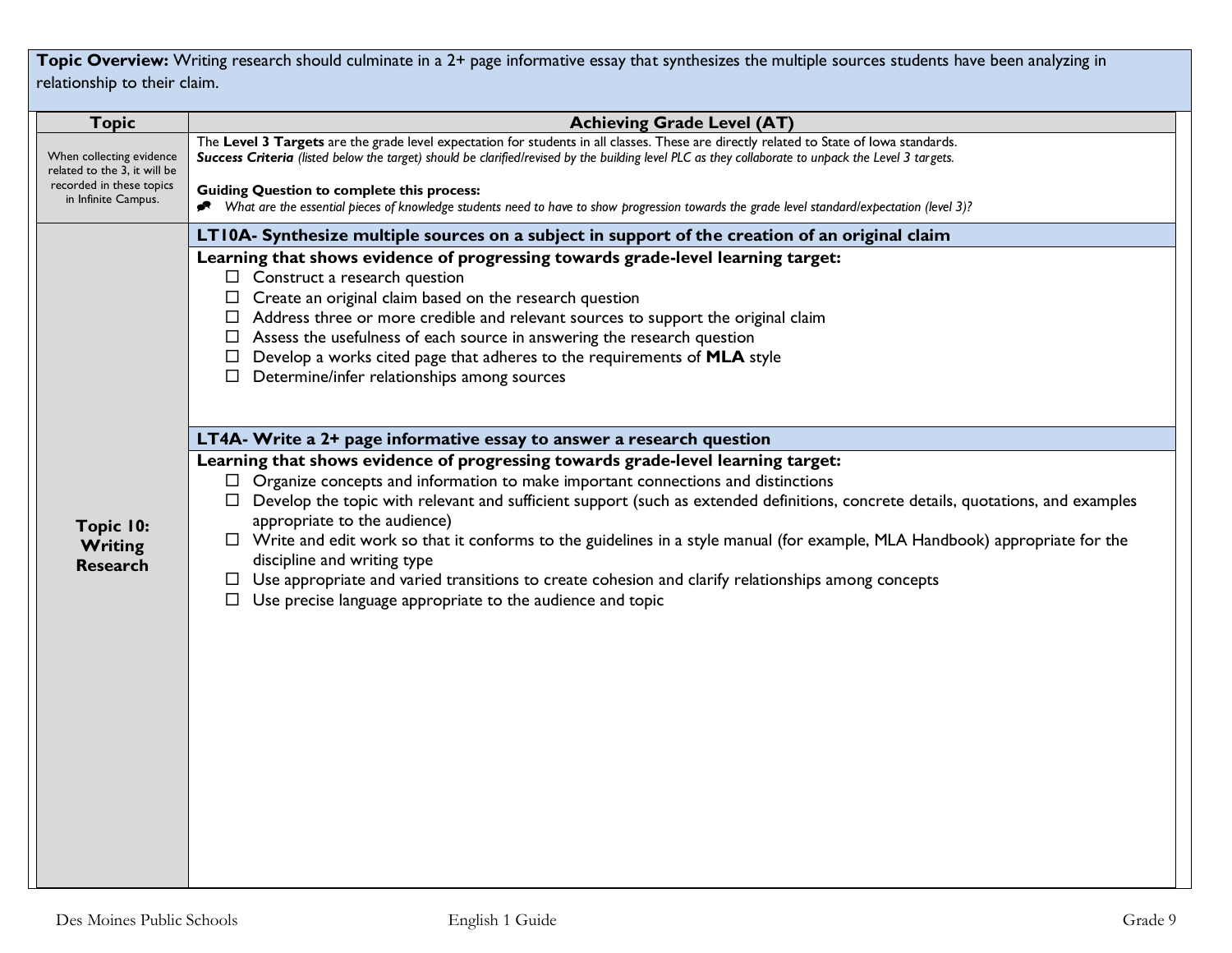**Topic Overview:** Writing research should culminate in a 2+ page informative essay that synthesizes the multiple sources students have been analyzing in relationship to their claim.

| Topic | Achieving Grade Level (AT) |
|---|---|
| When collecting evidence related to the 3, it will be recorded in these topics in Infinite Campus. | The **Level 3 Targets** are the grade level expectation for students in all classes. These are directly related to State of Iowa standards.<br>***Success Criteria*** *(listed below the target) should be clarified/revised by the building level PLC as they collaborate to unpack the Level 3 targets.*<br><br>**Guiding Question to complete this process:**<br>*What are the essential pieces of knowledge students need to have to show progression towards the grade level standard/expectation (level 3)?* |
| **Topic 10: Writing Research** | **LT10A- Synthesize multiple sources on a subject in support of the creation of an original claim**<br>**Learning that shows evidence of progressing towards grade-level learning target:**<br>☐ Construct a research question<br>☐ Create an original claim based on the research question<br>☐ Address three or more credible and relevant sources to support the original claim<br>☐ Assess the usefulness of each source in answering the research question<br>☐ Develop a works cited page that adheres to the requirements of **MLA** style<br>☐ Determine/infer relationships among sources<br><br>**LT4A- Write a 2+ page informative essay to answer a research question**<br>**Learning that shows evidence of progressing towards grade-level learning target:**<br>☐ Organize concepts and information to make important connections and distinctions<br>☐ Develop the topic with relevant and sufficient support (such as extended definitions, concrete details, quotations, and examples appropriate to the audience)<br>☐ Write and edit work so that it conforms to the guidelines in a style manual (for example, MLA Handbook) appropriate for the discipline and writing type<br>☐ Use appropriate and varied transitions to create cohesion and clarify relationships among concepts<br>☐ Use precise language appropriate to the audience and topic |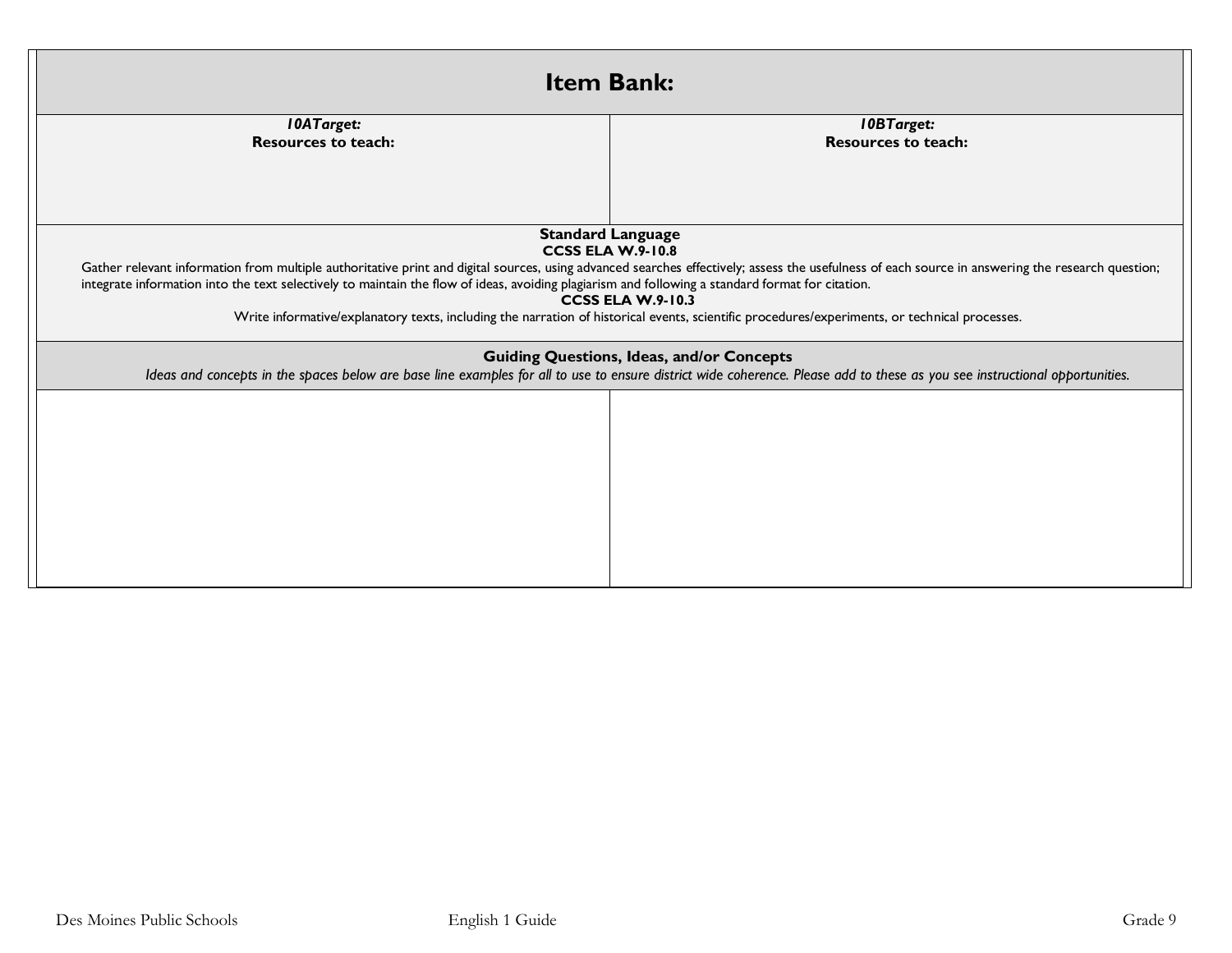## Item Bank:

| ***10ATarget:*** **Resources to teach:** | ***10BTarget:*** **Resources to teach:** |
|---|---|
| | |

**Standard Language**

**CCSS ELA W.9-10.8**

Gather relevant information from multiple authoritative print and digital sources, using advanced searches effectively; assess the usefulness of each source in answering the research question; integrate information into the text selectively to maintain the flow of ideas, avoiding plagiarism and following a standard format for citation.

**CCSS ELA W.9-10.3**

Write informative/explanatory texts, including the narration of historical events, scientific procedures/experiments, or technical processes.

**Guiding Questions, Ideas, and/or Concepts**

*Ideas and concepts in the spaces below are base line examples for all to use to ensure district wide coherence. Please add to these as you see instructional opportunities.*

| | |
|---|---|
| | |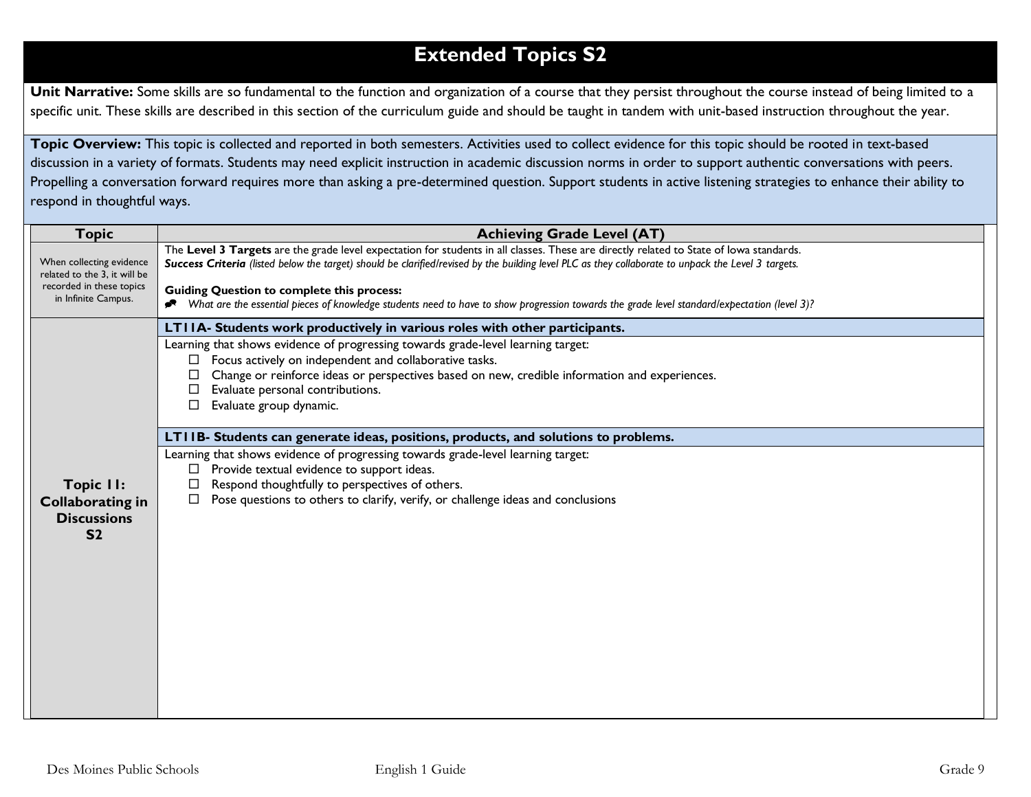# Extended Topics S2

**Unit Narrative:** Some skills are so fundamental to the function and organization of a course that they persist throughout the course instead of being limited to a specific unit. These skills are described in this section of the curriculum guide and should be taught in tandem with unit-based instruction throughout the year.

**Topic Overview:** This topic is collected and reported in both semesters. Activities used to collect evidence for this topic should be rooted in text-based discussion in a variety of formats. Students may need explicit instruction in academic discussion norms in order to support authentic conversations with peers. Propelling a conversation forward requires more than asking a pre-determined question. Support students in active listening strategies to enhance their ability to respond in thoughtful ways.

| Topic | Achieving Grade Level (AT) |
|---|---|
| When collecting evidence related to the 3, it will be recorded in these topics in Infinite Campus. | The **Level 3 Targets** are the grade level expectation for students in all classes. These are directly related to State of Iowa standards.<br>***Success Criteria*** *(listed below the target) should be clarified/revised by the building level PLC as they collaborate to unpack the Level 3 targets.*<br><br>**Guiding Question to complete this process:**<br>*What are the essential pieces of knowledge students need to have to show progression towards the grade level standard/expectation (level 3)?* |
| **Topic 11: Collaborating in Discussions S2** | **LT11A- Students work productively in various roles with other participants.**<br>Learning that shows evidence of progressing towards grade-level learning target:<br>☐ Focus actively on independent and collaborative tasks.<br>☐ Change or reinforce ideas or perspectives based on new, credible information and experiences.<br>☐ Evaluate personal contributions.<br>☐ Evaluate group dynamic.<br><br>**LT11B- Students can generate ideas, positions, products, and solutions to problems.**<br>Learning that shows evidence of progressing towards grade-level learning target:<br>☐ Provide textual evidence to support ideas.<br>☐ Respond thoughtfully to perspectives of others.<br>☐ Pose questions to others to clarify, verify, or challenge ideas and conclusions |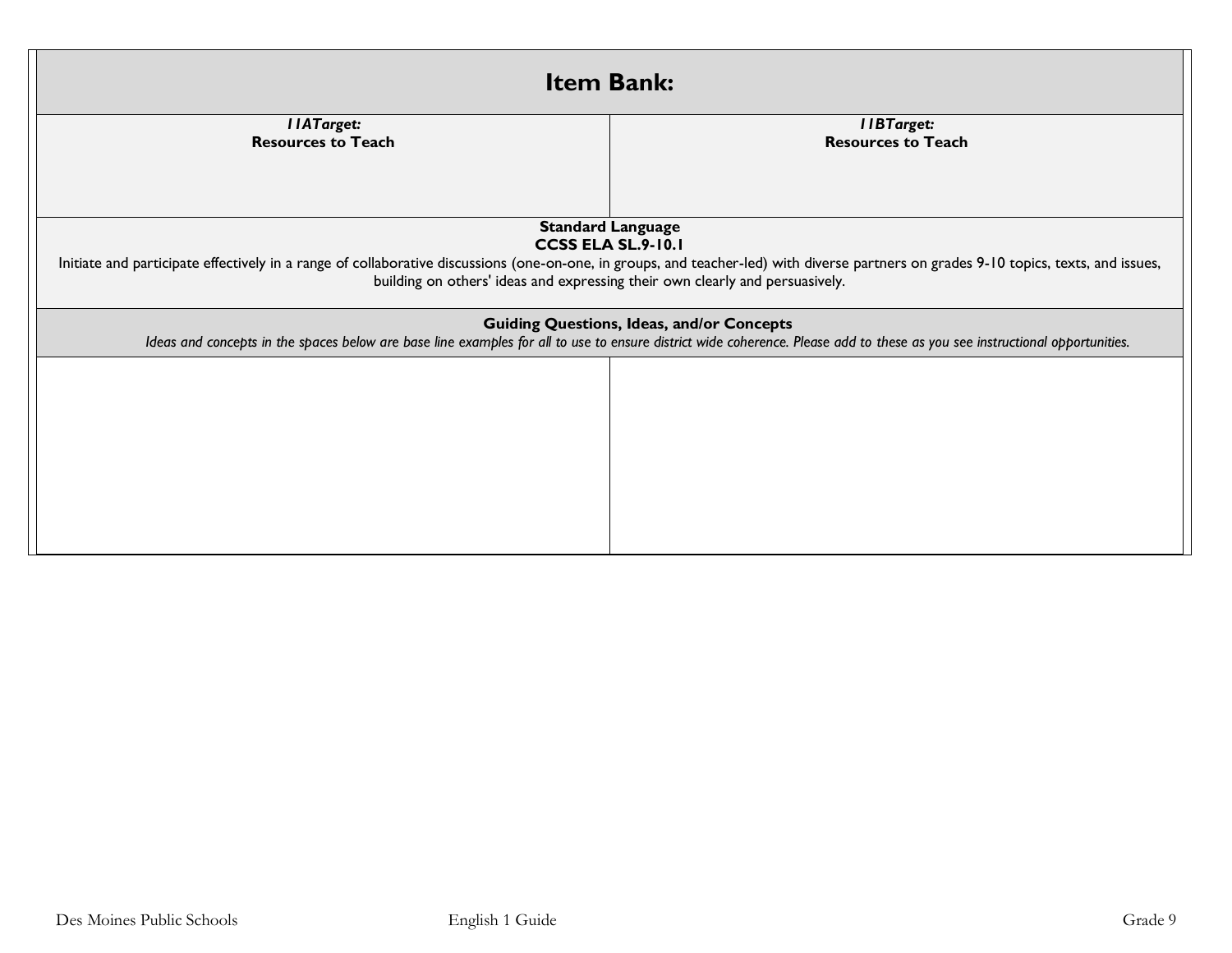| Item Bank: | |
| --- | --- |
| ***11ATarget:***<br>**Resources to Teach** | ***11BTarget:***<br>**Resources to Teach** |
| **Standard Language**<br>**CCSS ELA SL.9-10.1**<br>Initiate and participate effectively in a range of collaborative discussions (one-on-one, in groups, and teacher-led) with diverse partners on grades 9-10 topics, texts, and issues, building on others' ideas and expressing their own clearly and persuasively. | |
| **Guiding Questions, Ideas, and/or Concepts**<br>*Ideas and concepts in the spaces below are base line examples for all to use to ensure district wide coherence. Please add to these as you see instructional opportunities.* | |
| | |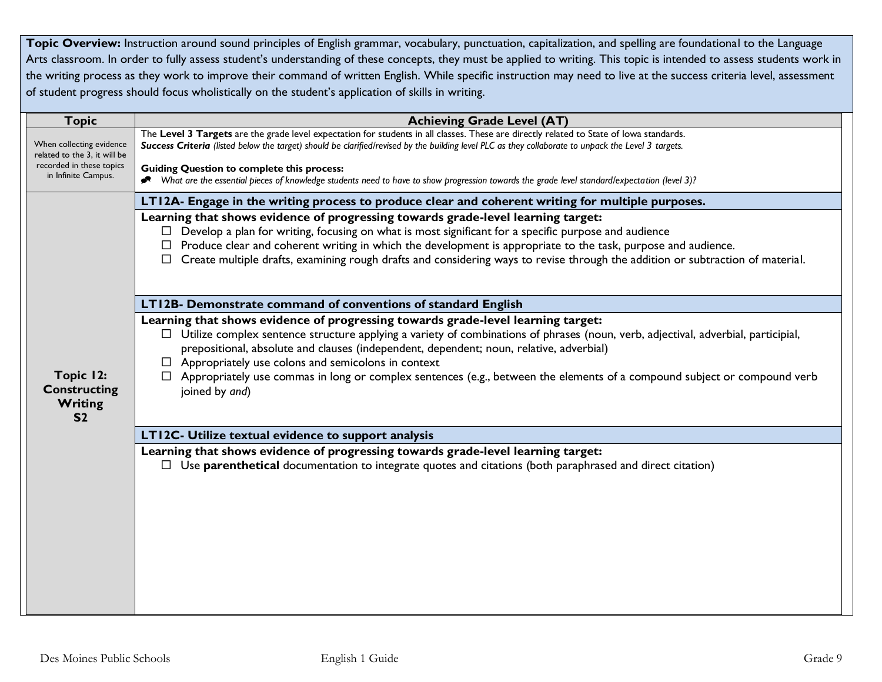**Topic Overview:** Instruction around sound principles of English grammar, vocabulary, punctuation, capitalization, and spelling are foundational to the Language Arts classroom. In order to fully assess student's understanding of these concepts, they must be applied to writing. This topic is intended to assess students work in the writing process as they work to improve their command of written English. While specific instruction may need to live at the success criteria level, assessment of student progress should focus wholistically on the student's application of skills in writing.

| Topic | Achieving Grade Level (AT) |
|---|---|
| When collecting evidence related to the 3, it will be recorded in these topics in Infinite Campus. | The **Level 3 Targets** are the grade level expectation for students in all classes. These are directly related to State of Iowa standards.<br>***Success Criteria*** *(listed below the target) should be clarified/revised by the building level PLC as they collaborate to unpack the Level 3 targets.*<br><br>**Guiding Question to complete this process:**<br>*What are the essential pieces of knowledge students need to have to show progression towards the grade level standard/expectation (level 3)?* |
| **Topic 12: Constructing Writing S2** | **LT12A- Engage in the writing process to produce clear and coherent writing for multiple purposes.** |
| | **Learning that shows evidence of progressing towards grade-level learning target:**<br>☐ Develop a plan for writing, focusing on what is most significant for a specific purpose and audience<br>☐ Produce clear and coherent writing in which the development is appropriate to the task, purpose and audience.<br>☐ Create multiple drafts, examining rough drafts and considering ways to revise through the addition or subtraction of material. |
| | **LT12B- Demonstrate command of conventions of standard English** |
| | **Learning that shows evidence of progressing towards grade-level learning target:**<br>☐ Utilize complex sentence structure applying a variety of combinations of phrases (noun, verb, adjectival, adverbial, participial, prepositional, absolute and clauses (independent, dependent; noun, relative, adverbial)<br>☐ Appropriately use colons and semicolons in context<br>☐ Appropriately use commas in long or complex sentences (e.g., between the elements of a compound subject or compound verb joined by *and*) |
| | **LT12C- Utilize textual evidence to support analysis** |
| | **Learning that shows evidence of progressing towards grade-level learning target:**<br>☐ Use **parenthetical** documentation to integrate quotes and citations (both paraphrased and direct citation) |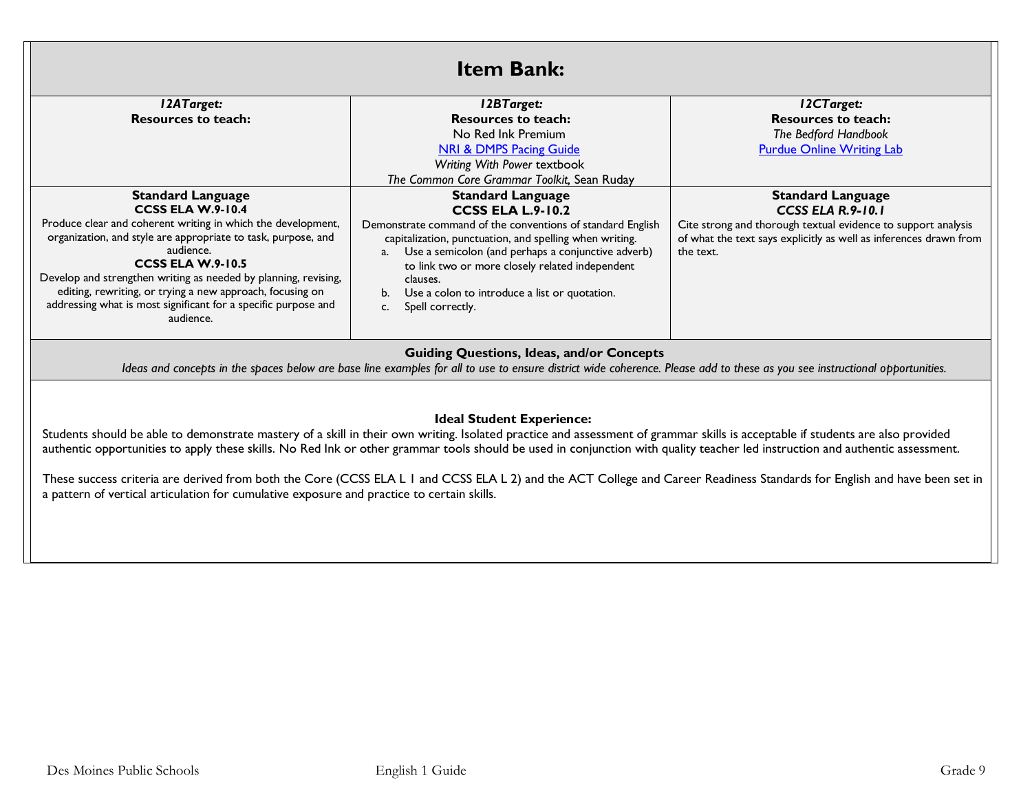# Item Bank:

| | | |
|---|---|---|
| ***12ATarget:*** <br> **Resources to teach:** | ***12BTarget:*** <br> **Resources to teach:** <br> No Red Ink Premium <br> [NRI & DMPS Pacing Guide]() <br> *Writing With Power* textbook <br> *The Common Core Grammar Toolkit,* Sean Ruday | ***12CTarget:*** <br> **Resources to teach:** <br> *The Bedford Handbook* <br> [Purdue Online Writing Lab]() |
| **Standard Language** <br> **CCSS ELA W.9-10.4** <br> Produce clear and coherent writing in which the development, organization, and style are appropriate to task, purpose, and audience. <br> **CCSS ELA W.9-10.5** <br> Develop and strengthen writing as needed by planning, revising, editing, rewriting, or trying a new approach, focusing on addressing what is most significant for a specific purpose and audience. | **Standard Language** <br> **CCSS ELA L.9-10.2** <br> Demonstrate command of the conventions of standard English capitalization, punctuation, and spelling when writing. <br> a. Use a semicolon (and perhaps a conjunctive adverb) to link two or more closely related independent clauses. <br> b. Use a colon to introduce a list or quotation. <br> c. Spell correctly. | **Standard Language** <br> ***CCSS ELA R.9-10.1*** <br> Cite strong and thorough textual evidence to support analysis of what the text says explicitly as well as inferences drawn from the text. |

**Guiding Questions, Ideas, and/or Concepts**

*Ideas and concepts in the spaces below are base line examples for all to use to ensure district wide coherence. Please add to these as you see instructional opportunities.*

**Ideal Student Experience:**

Students should be able to demonstrate mastery of a skill in their own writing. Isolated practice and assessment of grammar skills is acceptable if students are also provided authentic opportunities to apply these skills. No Red Ink or other grammar tools should be used in conjunction with quality teacher led instruction and authentic assessment.

These success criteria are derived from both the Core (CCSS ELA L 1 and CCSS ELA L 2) and the ACT College and Career Readiness Standards for English and have been set in a pattern of vertical articulation for cumulative exposure and practice to certain skills.